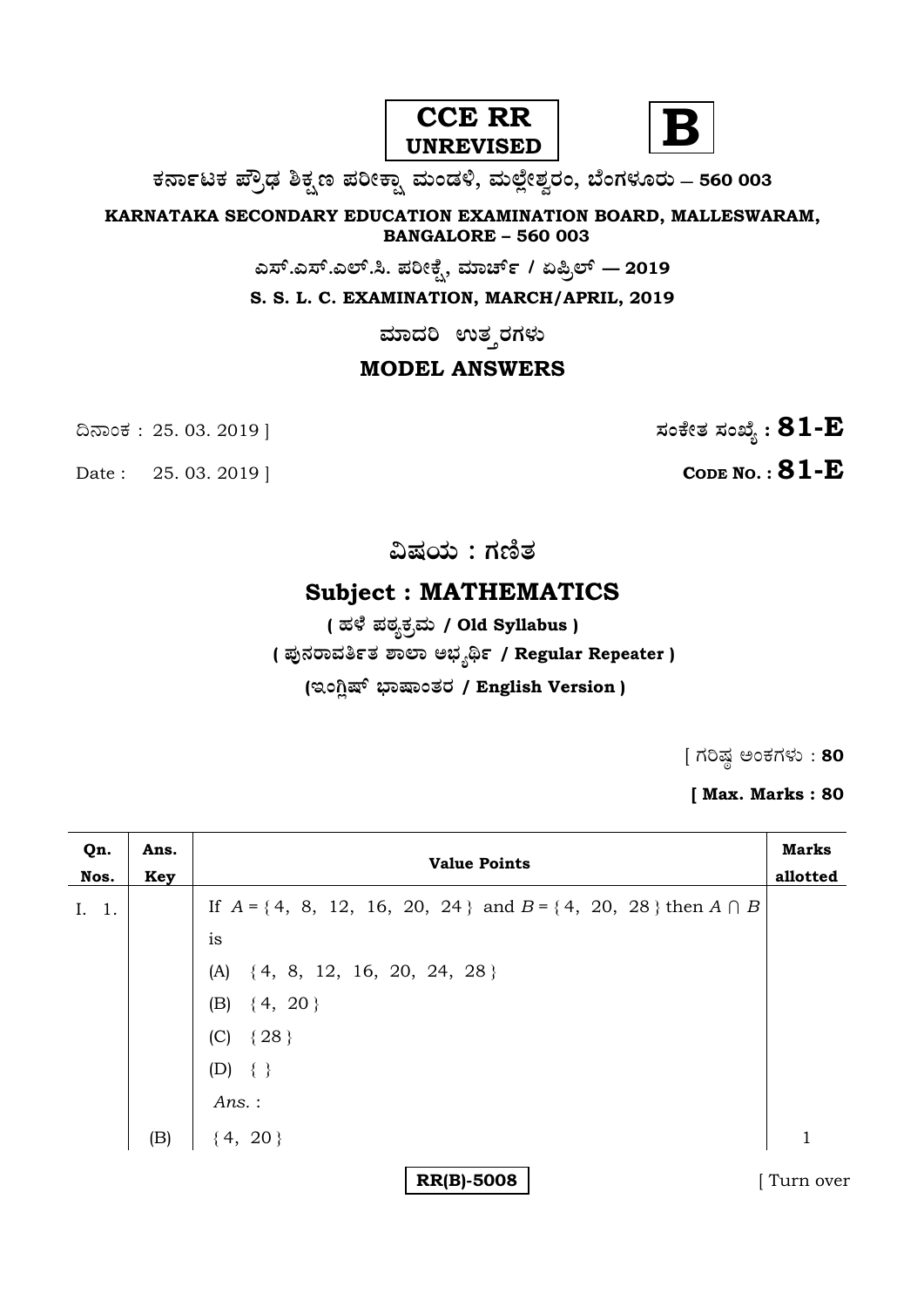**CCE RR**
**UNREVISED**

**B**

**ಕರ್ನಾಟಕ ಪ್ರೌಢ ಶಿಕ್ಷಣ ಪರೀಕ್ಷಾ ಮಂಡಳಿ, ಮಲ್ಲೇಶ್ವರಂ, ಬೆಂಗಳೂರು – 560 003**

**KARNATAKA SECONDARY EDUCATION EXAMINATION BOARD, MALLESWARAM, BANGALORE – 560 003**

**ಎಸ್.ಎಸ್.ಎಲ್.ಸಿ. ಪರೀಕ್ಷೆ, ಮಾರ್ಚ್ / ಏಪ್ರಿಲ್ — 2019**

**S. S. L. C. EXAMINATION, MARCH/APRIL, 2019**

**ಮಾದರಿ ಉತ್ತರಗಳು**

## MODEL ANSWERS

ದಿನಾಂಕ : 25. 03. 2019 ] **ಸಂಕೇತ ಸಂಖ್ಯೆ : 81-E**

Date : 25. 03. 2019 ] **CODE NO. : 81-E**

## ವಿಷಯ : ಗಣಿತ

## Subject : MATHEMATICS

**( ಹಳೆ ಪಠ್ಯಕ್ರಮ / Old Syllabus )**

**( ಪುನರಾವರ್ತಿತ ಶಾಲಾ ಅಭ್ಯರ್ಥಿ / Regular Repeater )**

**(ಇಂಗ್ಲಿಷ್ ಭಾಷಾಂತರ / English Version )**

[ ಗರಿಷ್ಠ ಅಂಕಗಳು : **80**

**[ Max. Marks : 80**

| Qn. Nos. | Ans. Key | Value Points | Marks allotted |
|---|---|---|---|
| I. 1. | | If $A = \{4, 8, 12, 16, 20, 24\}$ and $B = \{4, 20, 28\}$ then $A \cap B$ is | |
| | | (A) $\{4, 8, 12, 16, 20, 24, 28\}$ | |
| | | (B) $\{4, 20\}$ | |
| | | (C) $\{28\}$ | |
| | | (D) $\{\ \}$ | |
| | | *Ans.* : | |
| | (B) | $\{4, 20\}$ | 1 |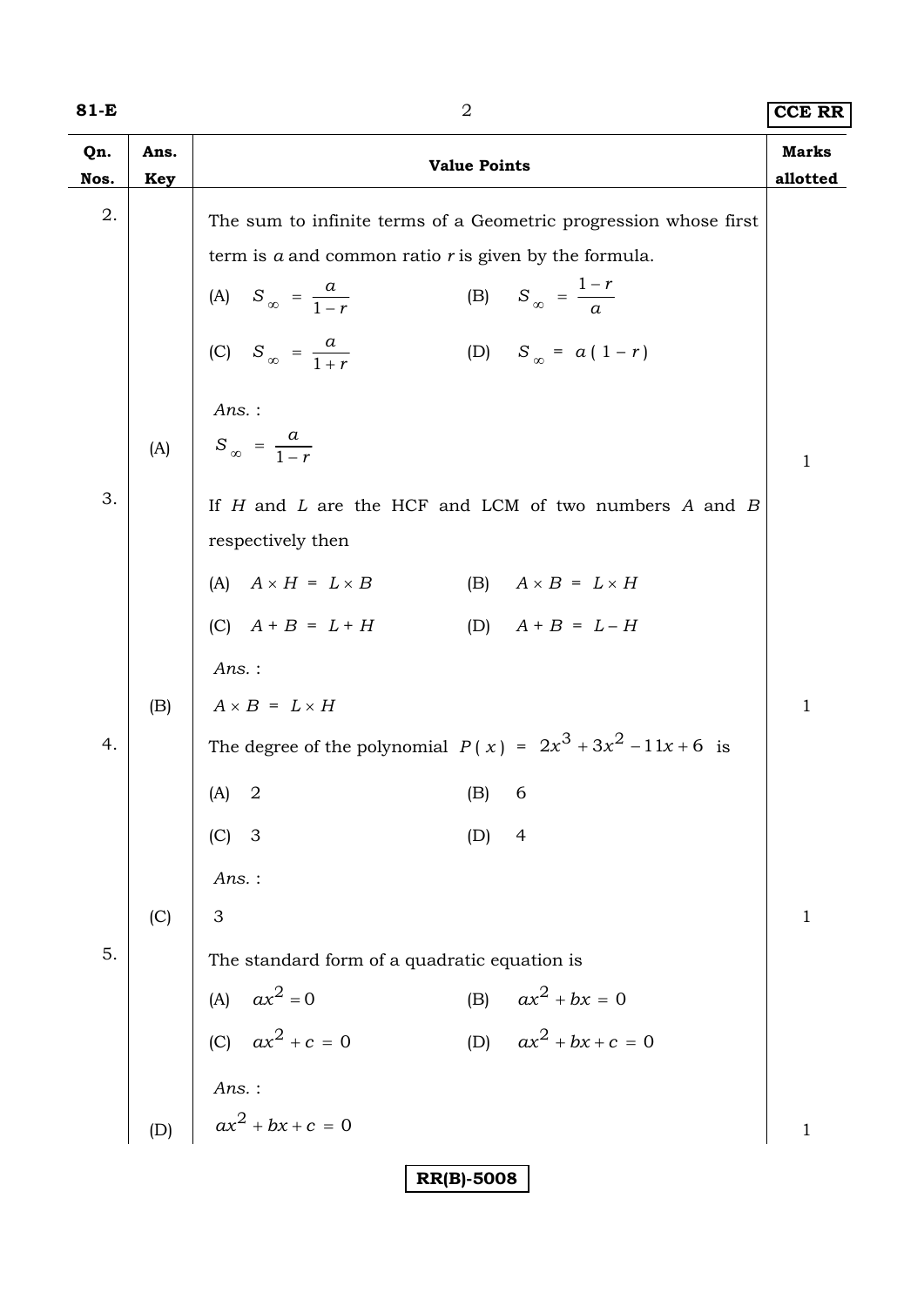| Qn. Nos. | Ans. Key | Value Points | Marks allotted |
|---|---|---|---|
| 2. | | The sum to infinite terms of a Geometric progression whose first term is $a$ and common ratio $r$ is given by the formula.<br>(A) $S_{\infty} = \frac{a}{1-r}$ (B) $S_{\infty} = \frac{1-r}{a}$<br>(C) $S_{\infty} = \frac{a}{1+r}$ (D) $S_{\infty} = a(1-r)$<br>*Ans.* : | |
| | (A) | $S_{\infty} = \frac{a}{1-r}$ | 1 |
| 3. | | If $H$ and $L$ are the HCF and LCM of two numbers $A$ and $B$ respectively then<br>(A) $A \times H = L \times B$ (B) $A \times B = L \times H$<br>(C) $A + B = L + H$ (D) $A + B = L - H$<br>*Ans.* : | |
| | (B) | $A \times B = L \times H$ | 1 |
| 4. | | The degree of the polynomial $P(x) = 2x^3 + 3x^2 - 11x + 6$ is<br>(A) 2 (B) 6<br>(C) 3 (D) 4<br>*Ans.* : | |
| | (C) | 3 | 1 |
| 5. | | The standard form of a quadratic equation is<br>(A) $ax^2 = 0$ (B) $ax^2 + bx = 0$<br>(C) $ax^2 + c = 0$ (D) $ax^2 + bx + c = 0$<br>*Ans.* : | |
| | (D) | $ax^2 + bx + c = 0$ | 1 |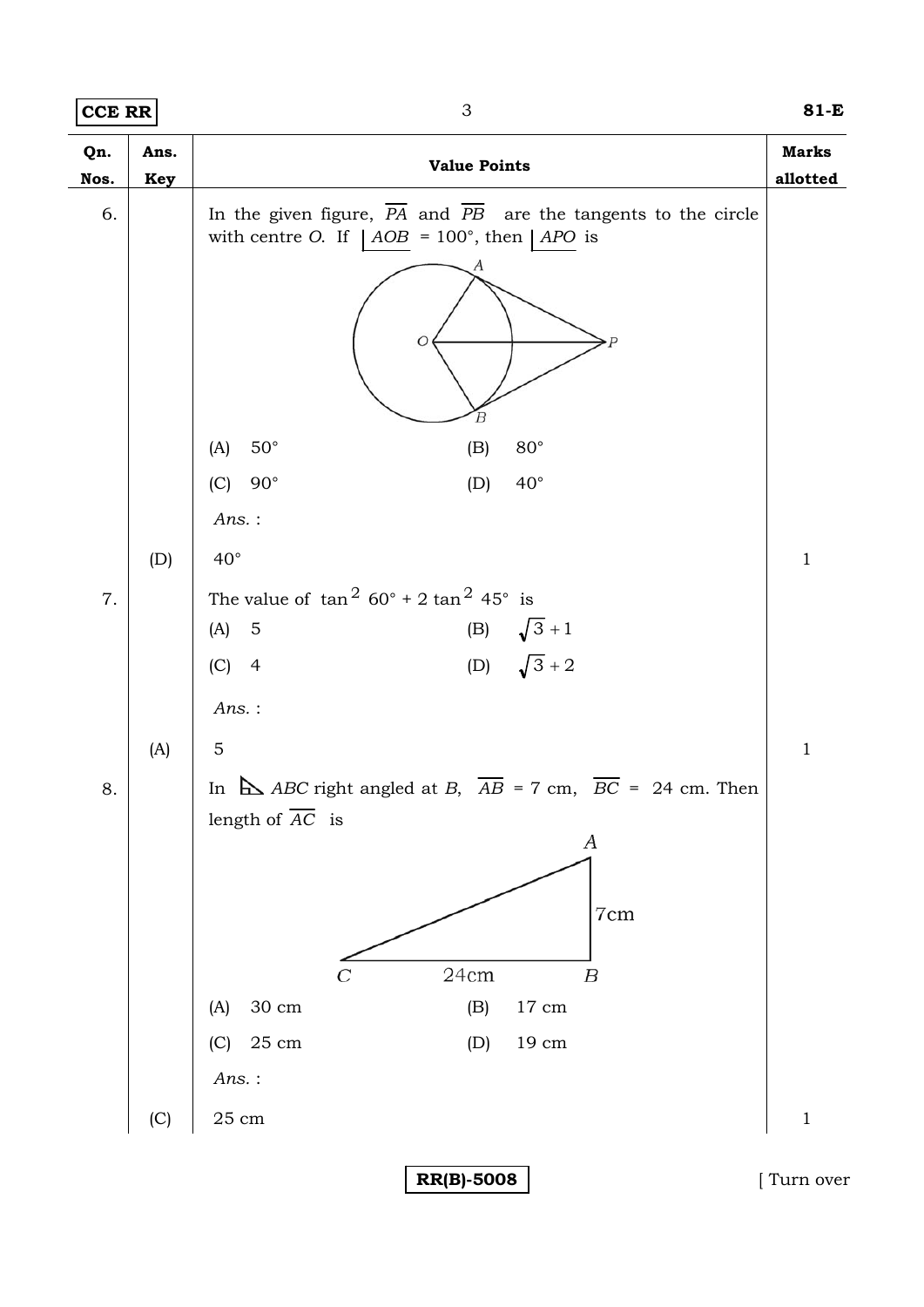| Qn. Nos. | Ans. Key | Value Points | Marks allotted |
|---|---|---|---|
| 6. | | In the given figure, $\overline{PA}$ and $\overline{PB}$ are the tangents to the circle with centre *O*. If $\underline{|AOB}$ = 100°, then $\underline{|APO}$ is | |
| | | (A) 50° &nbsp;&nbsp;&nbsp; (B) 80° | |
| | | (C) 90° &nbsp;&nbsp;&nbsp; (D) 40° | |
| | | *Ans.* : | |
| | (D) | 40° | 1 |
| 7. | | The value of $\tan^2 60° + 2\tan^2 45°$ is | |
| | | (A) 5 &nbsp;&nbsp;&nbsp; (B) $\sqrt{3}+1$ | |
| | | (C) 4 &nbsp;&nbsp;&nbsp; (D) $\sqrt{3}+2$ | |
| | | *Ans.* : | |
| | (A) | 5 | 1 |
| 8. | | In $\triangle$ *ABC* right angled at *B*, $\overline{AB}$ = 7 cm, $\overline{BC}$ = 24 cm. Then length of $\overline{AC}$ is | |
| | | (A) 30 cm &nbsp;&nbsp;&nbsp; (B) 17 cm | |
| | | (C) 25 cm &nbsp;&nbsp;&nbsp; (D) 19 cm | |
| | | *Ans.* : | |
| | (C) | 25 cm | 1 |

RR(B)-5008

[ Turn over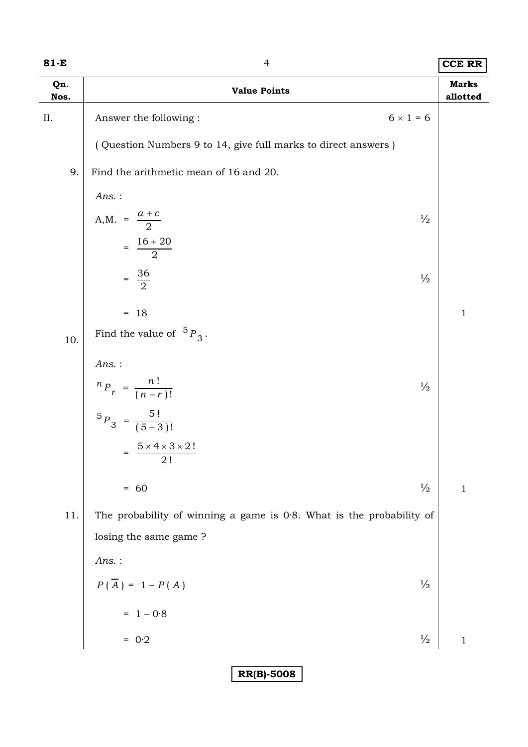| Qn. Nos. | Value Points | Marks allotted |
|---|---|---|
| II. | Answer the following : $6 \times 1 = 6$ | |
| | ( Question Numbers 9 to 14, give full marks to direct answers ) | |
| 9. | Find the arithmetic mean of 16 and 20. | |
| | *Ans.* : | |
| | A,M. $= \dfrac{a+c}{2}$ ½ | |
| | $= \dfrac{16+20}{2}$ | |
| | $= \dfrac{36}{2}$ ½ | |
| | $= 18$ | 1 |
| 10. | Find the value of ${}^{5}P_{3}$. | |
| | *Ans.* : | |
| | ${}^{n}P_{r} = \dfrac{n!}{(n-r)!}$ ½ | |
| | ${}^{5}P_{3} = \dfrac{5!}{(5-3)!}$ | |
| | $= \dfrac{5 \times 4 \times 3 \times 2!}{2!}$ | |
| | $= 60$ ½ | 1 |
| 11. | The probability of winning a game is 0·8. What is the probability of losing the same game ? | |
| | *Ans.* : | |
| | $P(\overline{A}) = 1 - P(A)$ ½ | |
| | $= 1 - 0{\cdot}8$ | |
| | $= 0{\cdot}2$ ½ | 1 |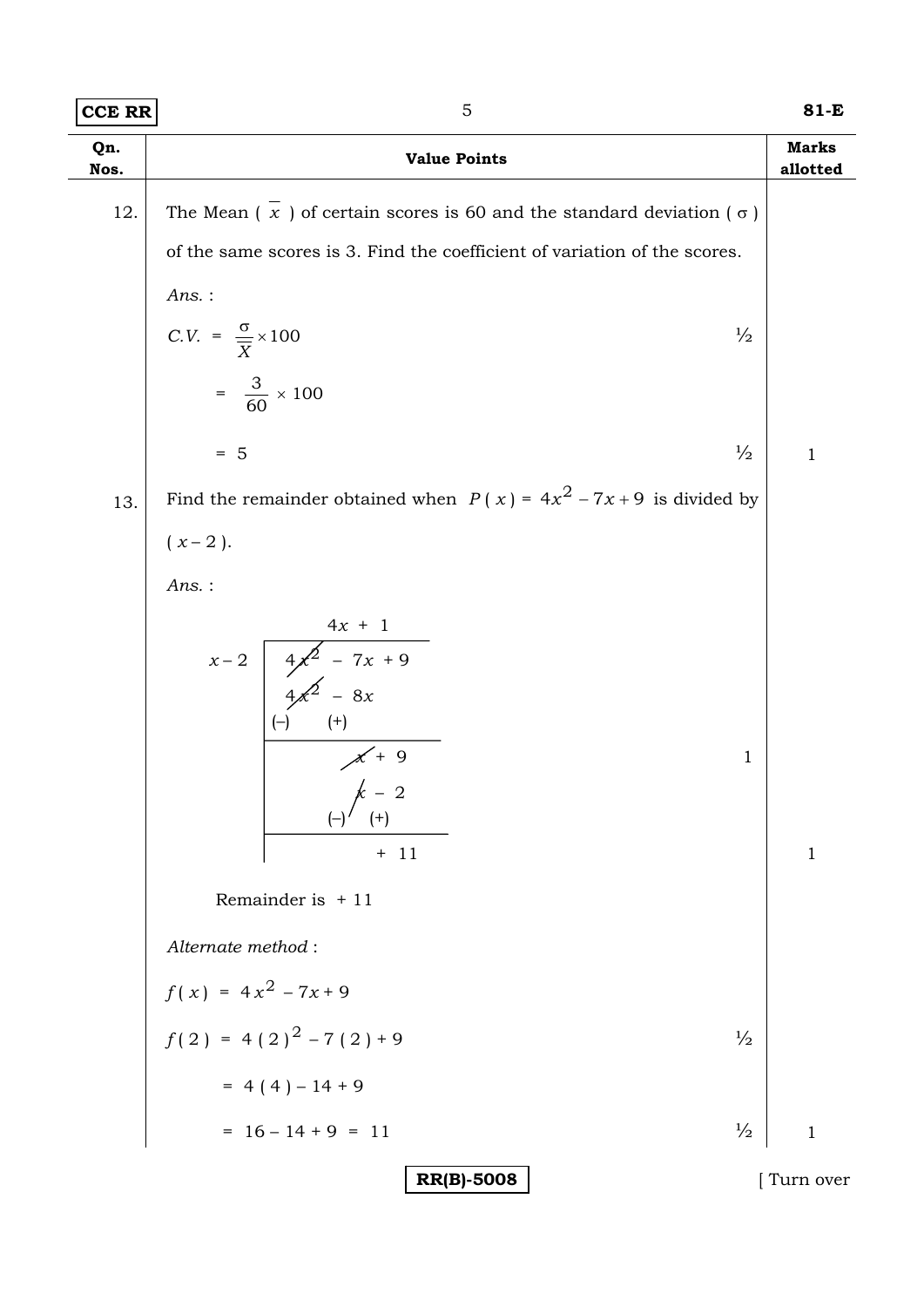| Qn. Nos. | Value Points | Marks allotted |
|---|---|---|
| 12. | The Mean ( $\overline{x}$ ) of certain scores is 60 and the standard deviation ( $\sigma$ ) of the same scores is 3. Find the coefficient of variation of the scores. | |
| | *Ans.* : | |
| | $C.V. = \frac{\sigma}{\overline{X}} \times 100$ ½ | |
| | $= \frac{3}{60} \times 100$ | |
| | $= 5$ ½ | 1 |
| 13. | Find the remainder obtained when $P(x) = 4x^2 - 7x + 9$ is divided by $(x - 2)$. | |
| | *Ans.* : | |

$$
\begin{array}{r|l}
 & 4x + 1 \\
\hline
x - 2 & 4x^2 - 7x + 9 \\
 & 4x^2 - 8x \\
 & (-) \quad (+) \\
\hline
 & \quad\quad x + 9 \\
 & \quad\quad x - 2 \\
 & \quad\quad (-) \quad (+) \\
\hline
 & \quad\quad\quad + 11
\end{array}
$$

(1 mark for the first step, 1 mark for the remainder)

Remainder is $+11$

*Alternate method* :

$f(x) = 4x^2 - 7x + 9$

$f(2) = 4(2)^2 - 7(2) + 9$ ½

$= 4(4) - 14 + 9$

$= 16 - 14 + 9 = 11$ ½ — 1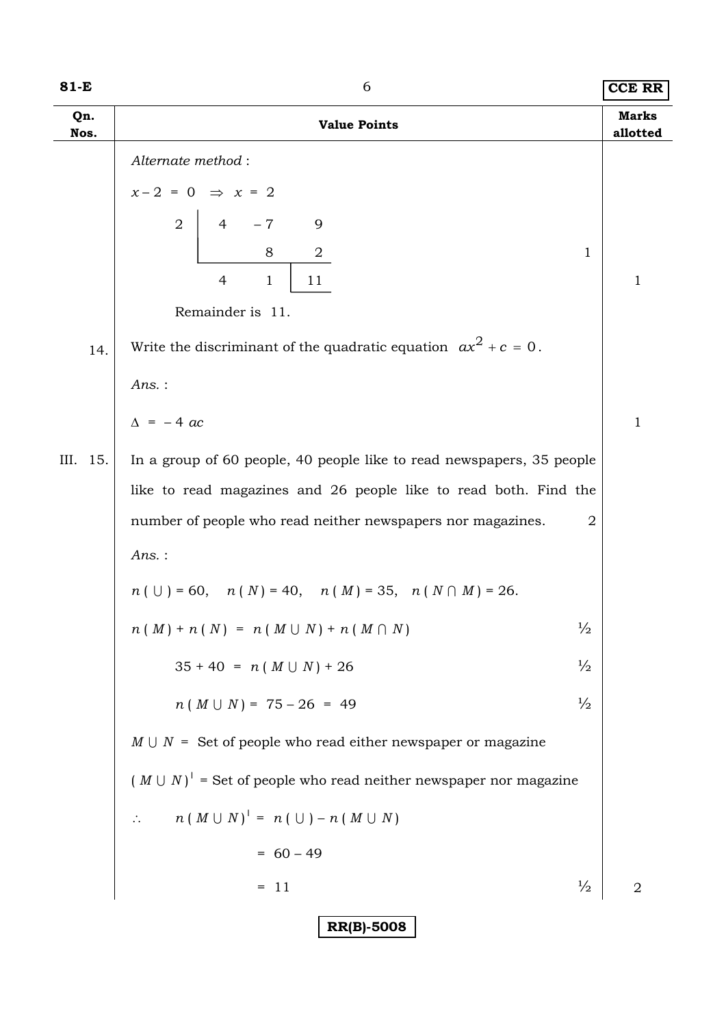| Qn. Nos. | Value Points | Marks allotted |
|---|---|---|
| | *Alternate method* : | |
| | $x - 2 = 0 \Rightarrow x = 2$ | |
| | $\begin{array}{c\|ccc} 2 & 4 & -7 & 9 \\ & & 8 & 2 \\ \hline & 4 & 1 & 11 \end{array}$ &nbsp;&nbsp;&nbsp; 1 | 1 |
| | Remainder is 11. | |
| 14. | Write the discriminant of the quadratic equation $ax^2 + c = 0$. | |
| | *Ans.* : | |
| | $\Delta = -4\,ac$ | 1 |
| III. 15. | In a group of 60 people, 40 people like to read newspapers, 35 people like to read magazines and 26 people like to read both. Find the number of people who read neither newspapers nor magazines. &nbsp;&nbsp;&nbsp; 2 | |
| | *Ans.* : | |
| | $n(\cup) = 60, \quad n(N) = 40, \quad n(M) = 35, \quad n(N \cap M) = 26.$ | |
| | $n(M) + n(N) = n(M \cup N) + n(M \cap N)$ &nbsp;&nbsp;&nbsp; ½ | |
| | $35 + 40 = n(M \cup N) + 26$ &nbsp;&nbsp;&nbsp; ½ | |
| | $n(M \cup N) = 75 - 26 = 49$ &nbsp;&nbsp;&nbsp; ½ | |
| | $M \cup N$ = Set of people who read either newspaper or magazine | |
| | $(M \cup N)^{\prime}$ = Set of people who read neither newspaper nor magazine | |
| | $\therefore \quad n(M \cup N)^{\prime} = n(\cup) - n(M \cup N)$ | |
| | $= 60 - 49$ | |
| | $= 11$ &nbsp;&nbsp;&nbsp; ½ | 2 |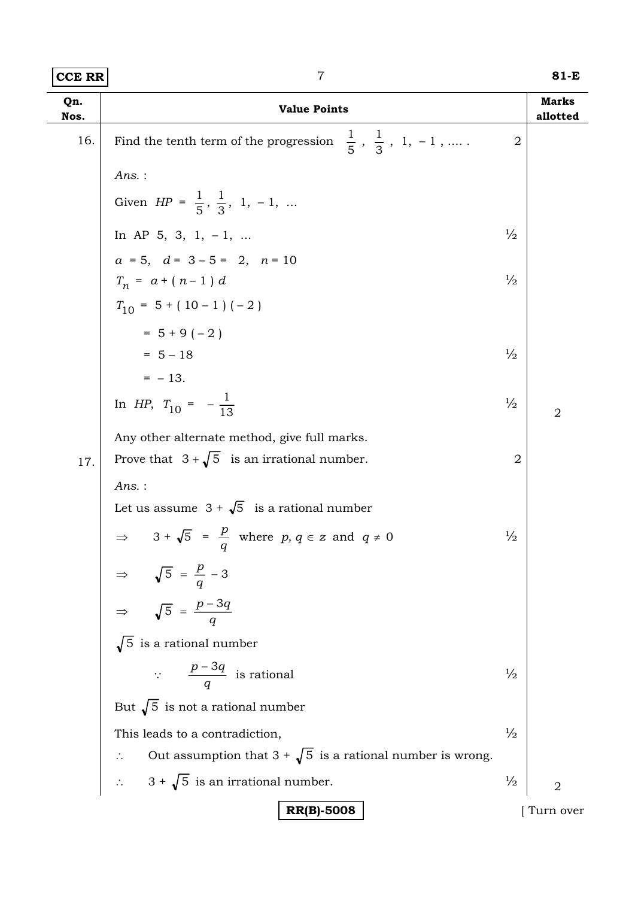| Qn. Nos. | Value Points | | Marks allotted |
|---|---|---|---|
| 16. | Find the tenth term of the progression $\frac{1}{5}$ , $\frac{1}{3}$ , 1, − 1 , ….  | 2 | |
| | *Ans.* : | | |
| | Given $HP = \frac{1}{5}, \frac{1}{3}, 1, -1, \ldots$ | | |
| | In AP 5, 3, 1, − 1, … | ½ | |
| | $a = 5, \quad d = 3 - 5 = 2, \quad n = 10$ | | |
| | $T_n = a + (n - 1) d$ | ½ | |
| | $T_{10} = 5 + (10 - 1)(-2)$ | | |
| | $= 5 + 9(-2)$ | | |
| | $= 5 - 18$ | ½ | |
| | $= -13.$ | | |
| | In $HP$, $T_{10} = -\frac{1}{13}$ | ½ | 2 |
| | Any other alternate method, give full marks. | | |
| 17. | Prove that $3 + \sqrt{5}$ is an irrational number. | 2 | |
| | *Ans.* : | | |
| | Let us assume $3 + \sqrt{5}$ is a rational number | | |
| | $\Rightarrow \quad 3 + \sqrt{5} = \frac{p}{q}$ where $p, q \in z$ and $q \neq 0$ | ½ | |
| | $\Rightarrow \quad \sqrt{5} = \frac{p}{q} - 3$ | | |
| | $\Rightarrow \quad \sqrt{5} = \frac{p - 3q}{q}$ | | |
| | $\sqrt{5}$ is a rational number | | |
| | $\because \quad \frac{p - 3q}{q}$ is rational | ½ | |
| | But $\sqrt{5}$ is not a rational number | | |
| | This leads to a contradiction, | ½ | |
| | $\therefore$ Out assumption that $3 + \sqrt{5}$ is a rational number is wrong. | | |
| | $\therefore$ $3 + \sqrt{5}$ is an irrational number. | ½ | 2 |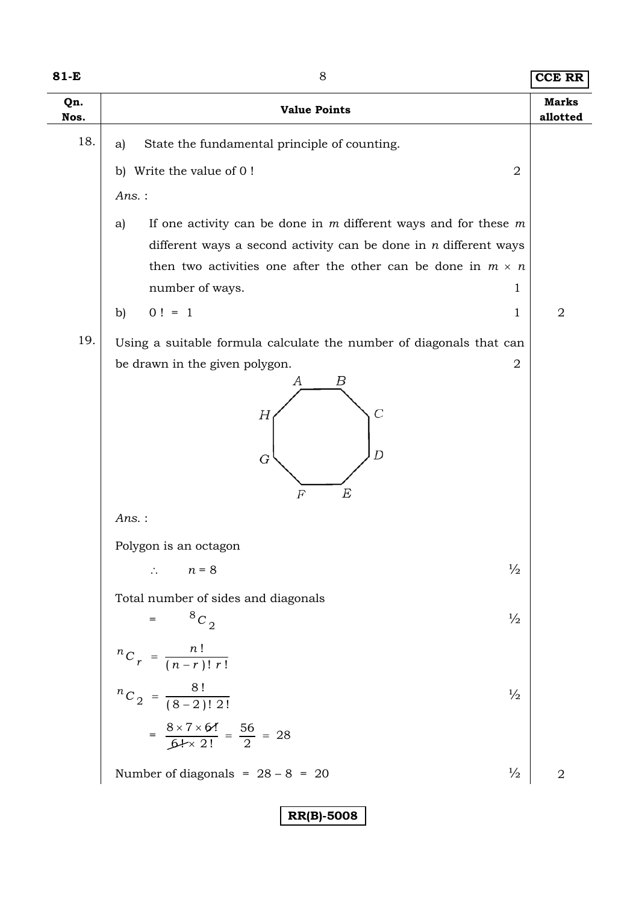| Qn. Nos. | Value Points | Marks allotted |
|---|---|---|
| 18. | a) State the fundamental principle of counting. | |
| | b) Write the value of 0 ! &nbsp;&nbsp;&nbsp; 2 | |
| | *Ans.* : | |
| | a) If one activity can be done in $m$ different ways and for these $m$ different ways a second activity can be done in $n$ different ways then two activities one after the other can be done in $m \times n$ number of ways. &nbsp;&nbsp;&nbsp; 1 | |
| | b) $0! = 1$ &nbsp;&nbsp;&nbsp; 1 | 2 |
| 19. | Using a suitable formula calculate the number of diagonals that can be drawn in the given polygon. &nbsp;&nbsp;&nbsp; 2 | |
| | (Octagon with vertices A, B, C, D, E, F, G, H) | |
| | *Ans.* : | |
| | Polygon is an octagon | |
| | $\therefore \quad n = 8$ &nbsp;&nbsp;&nbsp; ½ | |
| | Total number of sides and diagonals $= {}^{8}C_{2}$ &nbsp;&nbsp;&nbsp; ½ | |
| | ${}^{n}C_{r} = \frac{n!}{(n-r)!\,r!}$ | |
| | ${}^{n}C_{2} = \frac{8!}{(8-2)!\,2!}$ &nbsp;&nbsp;&nbsp; ½ | |
| | $= \frac{8 \times 7 \times 6!}{6! \times 2!} = \frac{56}{2} = 28$ | |
| | Number of diagonals $= 28 - 8 = 20$ &nbsp;&nbsp;&nbsp; ½ | 2 |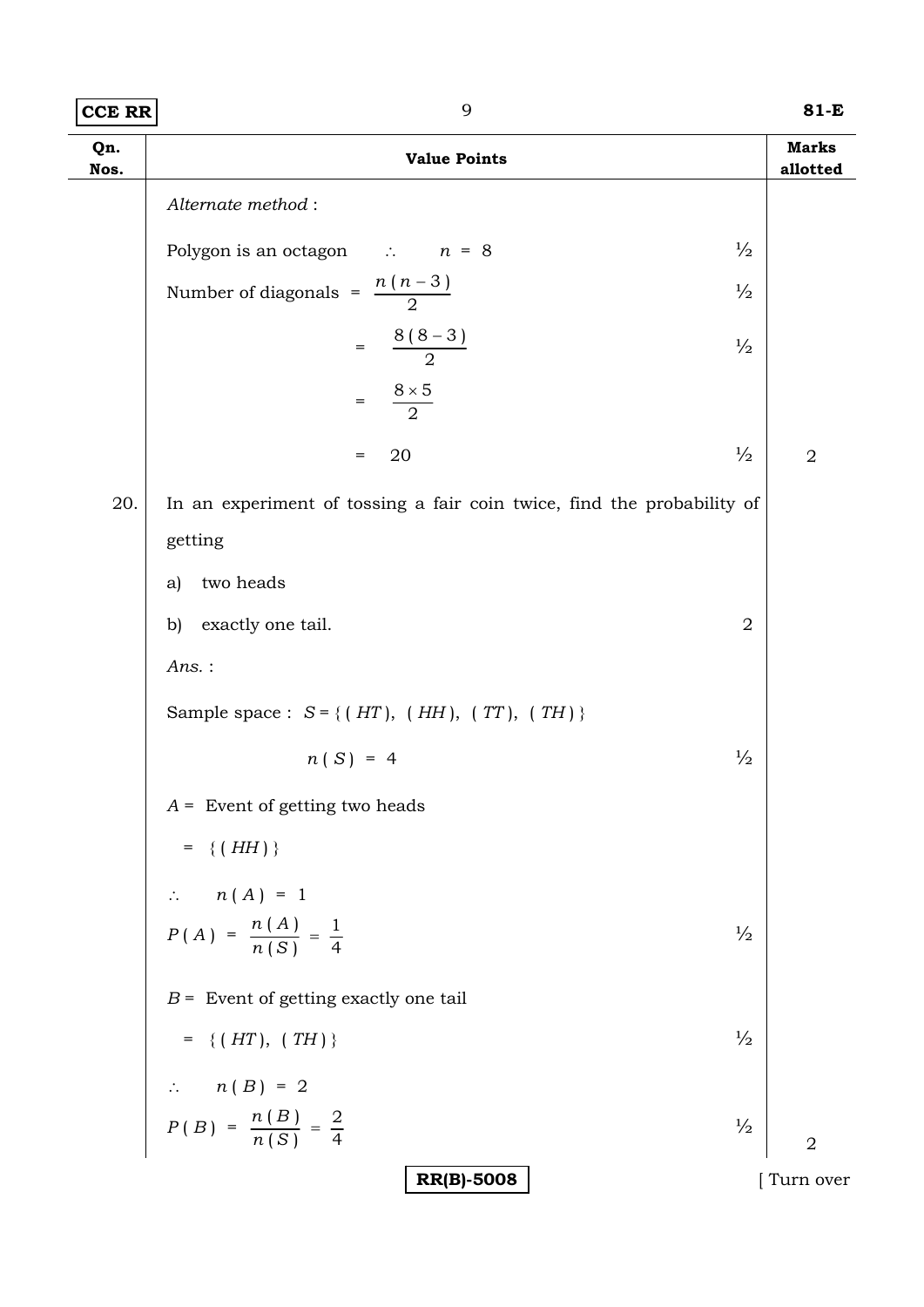| Qn. Nos. | Value Points | | Marks allotted |
|---|---|---|---|
| | *Alternate method* : | | |
| | Polygon is an octagon $\quad \therefore \quad n = 8$ | ½ | |
| | Number of diagonals $= \dfrac{n(n-3)}{2}$ | ½ | |
| | $= \dfrac{8(8-3)}{2}$ | ½ | |
| | $= \dfrac{8 \times 5}{2}$ | | |
| | $= 20$ | ½ | 2 |
| 20. | In an experiment of tossing a fair coin twice, find the probability of getting<br>a) two heads<br>b) exactly one tail. | 2 | |
| | *Ans.* : | | |
| | Sample space : $S = \{(HT), (HH), (TT), (TH)\}$ | | |
| | $n(S) = 4$ | ½ | |
| | $A =$ Event of getting two heads | | |
| | $= \{(HH)\}$ | | |
| | $\therefore \quad n(A) = 1$ | | |
| | $P(A) = \dfrac{n(A)}{n(S)} = \dfrac{1}{4}$ | ½ | |
| | $B =$ Event of getting exactly one tail | | |
| | $= \{(HT), (TH)\}$ | ½ | |
| | $\therefore \quad n(B) = 2$ | | |
| | $P(B) = \dfrac{n(B)}{n(S)} = \dfrac{2}{4}$ | ½ | 2 |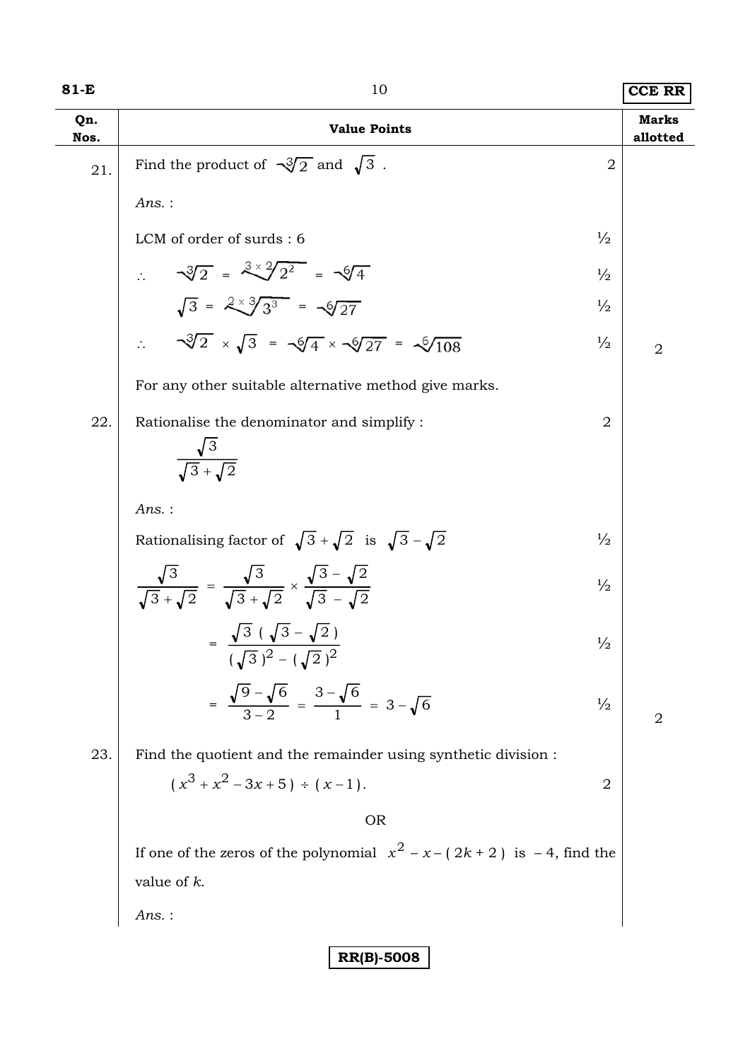| Qn. Nos. | Value Points | | Marks allotted |
|---|---|---|---|
| 21. | Find the product of $\sqrt[3]{2}$ and $\sqrt{3}$ . | 2 | |
| | *Ans.* : | | |
| | LCM of order of surds : 6 | ½ | |
| | $\therefore \quad \sqrt[3]{2} = \sqrt[3\times 2]{2^2} = \sqrt[6]{4}$ | ½ | |
| | $\sqrt{3} = \sqrt[2\times 3]{3^3} = \sqrt[6]{27}$ | ½ | |
| | $\therefore \quad \sqrt[3]{2} \times \sqrt{3} = \sqrt[6]{4} \times \sqrt[6]{27} = \sqrt[6]{108}$ | ½ | 2 |
| | For any other suitable alternative method give marks. | | |
| 22. | Rationalise the denominator and simplify : $\dfrac{\sqrt{3}}{\sqrt{3}+\sqrt{2}}$ | 2 | |
| | *Ans.* : | | |
| | Rationalising factor of $\sqrt{3}+\sqrt{2}$ is $\sqrt{3}-\sqrt{2}$ | ½ | |
| | $\dfrac{\sqrt{3}}{\sqrt{3}+\sqrt{2}} = \dfrac{\sqrt{3}}{\sqrt{3}+\sqrt{2}} \times \dfrac{\sqrt{3}-\sqrt{2}}{\sqrt{3}-\sqrt{2}}$ | ½ | |
| | $= \dfrac{\sqrt{3}\,(\sqrt{3}-\sqrt{2})}{(\sqrt{3})^2-(\sqrt{2})^2}$ | ½ | |
| | $= \dfrac{\sqrt{9}-\sqrt{6}}{3-2} = \dfrac{3-\sqrt{6}}{1} = 3-\sqrt{6}$ | ½ | 2 |
| 23. | Find the quotient and the remainder using synthetic division : $(x^3+x^2-3x+5) \div (x-1)$. | 2 | |
| | OR | | |
| | If one of the zeros of the polynomial $x^2-x-(2k+2)$ is $-4$, find the value of *k*. | | |
| | *Ans.* : | | |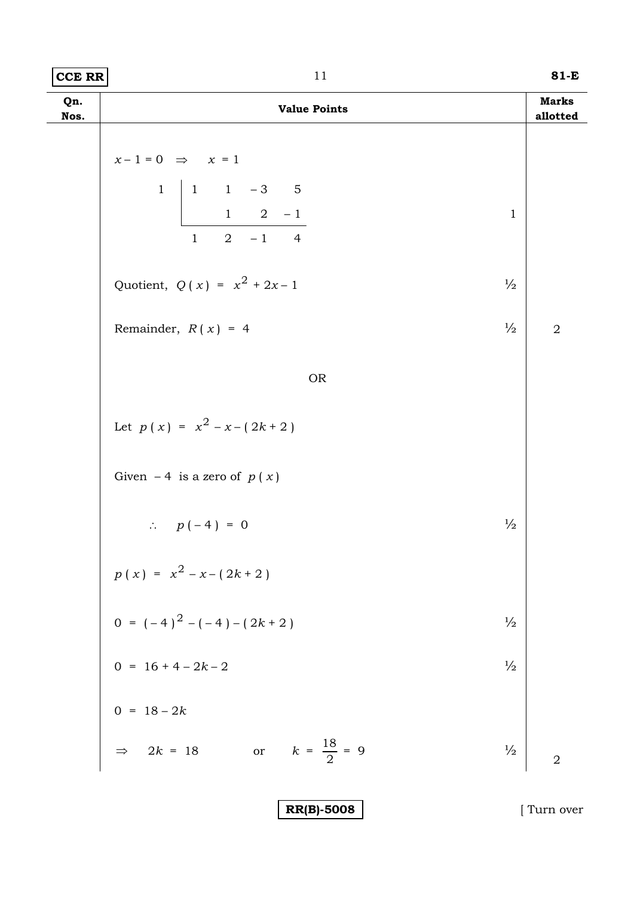| Qn. Nos. | Value Points | | Marks allotted |
|---|---|---|---|
| | $x - 1 = 0 \quad \Rightarrow \quad x = 1$ | | |
| | $$\begin{array}{c\|cccc} 1 & 1 & 1 & -3 & 5 \\ & & 1 & 2 & -1 \\ \hline & 1 & 2 & -1 & 4 \end{array}$$ | 1 | |
| | Quotient, $Q(x) = x^2 + 2x - 1$ | ½ | |
| | Remainder, $R(x) = 4$ | ½ | 2 |
| | OR | | |
| | Let $p(x) = x^2 - x - (2k + 2)$ | | |
| | Given $-4$ is a zero of $p(x)$ | | |
| | $\therefore \quad p(-4) = 0$ | ½ | |
| | $p(x) = x^2 - x - (2k + 2)$ | | |
| | $0 = (-4)^2 - (-4) - (2k + 2)$ | ½ | |
| | $0 = 16 + 4 - 2k - 2$ | ½ | |
| | $0 = 18 - 2k$ | | |
| | $\Rightarrow \quad 2k = 18 \qquad$ or $\qquad k = \frac{18}{2} = 9$ | ½ | 2 |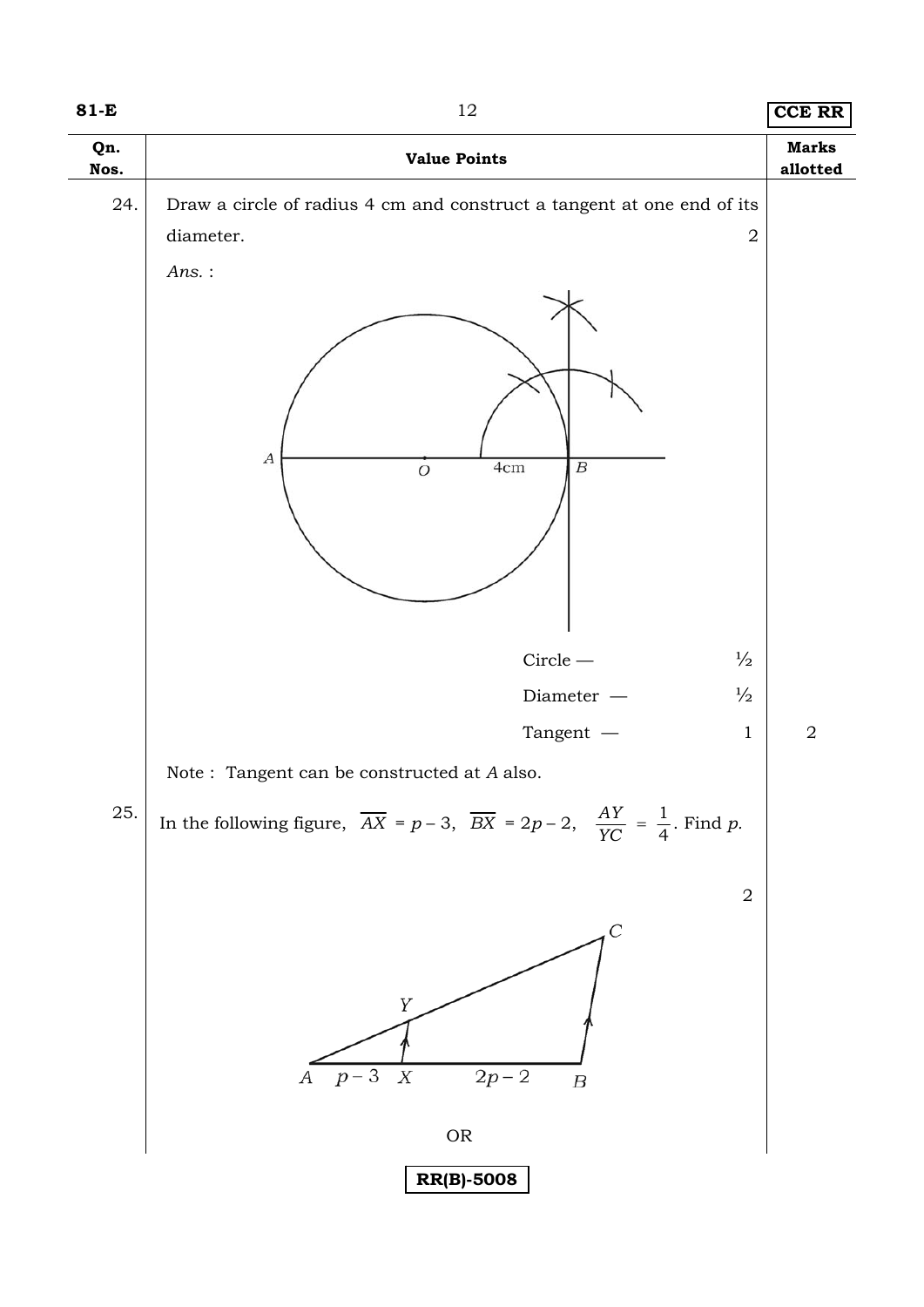| Qn. Nos. | Value Points | Marks allotted |
|---|---|---|
| 24. | Draw a circle of radius 4 cm and construct a tangent at one end of its diameter. 2 | |
| | *Ans.* : | |
| | Circle — ½ | |
| | Diameter — ½ | |
| | Tangent — 1 | 2 |
| | Note : Tangent can be constructed at *A* also. | |
| 25. | In the following figure, $\overline{AX} = p - 3$, $\overline{BX} = 2p - 2$, $\frac{AY}{YC} = \frac{1}{4}$. Find *p*. 2 | |
| | OR | |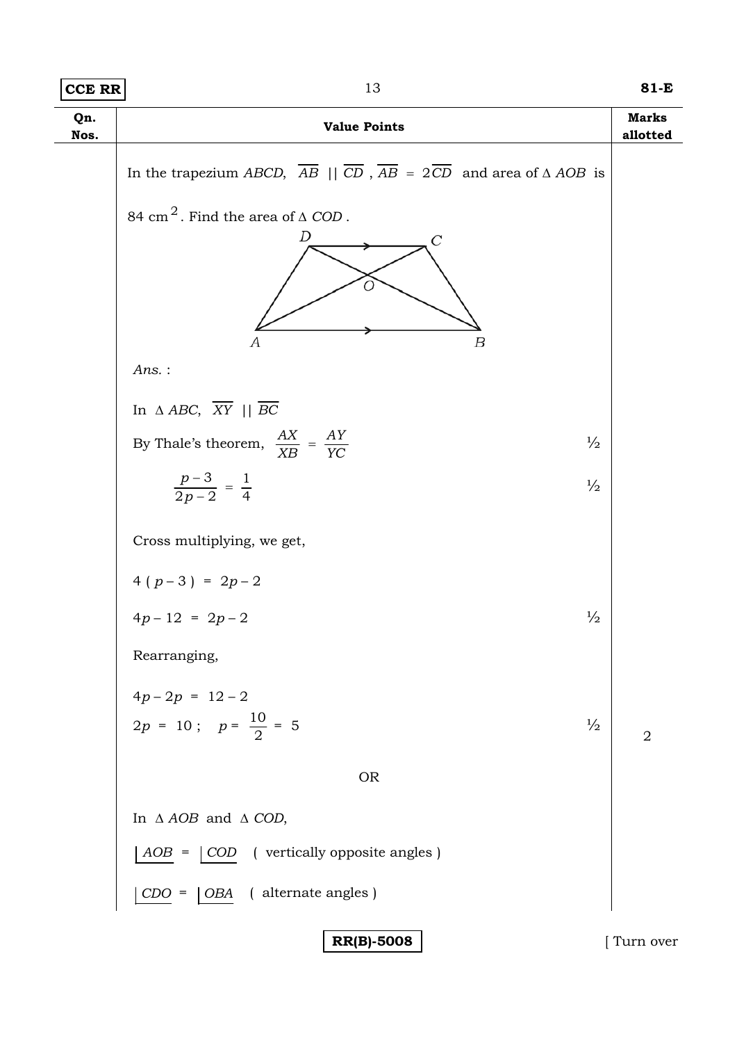| Qn. Nos. | Value Points | Marks allotted |
|---|---|---|
| | In the trapezium $ABCD$, $\overline{AB} \parallel \overline{CD}$, $\overline{AB} = 2\overline{CD}$ and area of $\Delta\, AOB$ is 84 cm$^2$. Find the area of $\Delta\, COD$. | |
| | *Ans.* : | |
| | In $\Delta\, ABC$, $\overline{XY} \parallel \overline{BC}$ | |
| | By Thale's theorem, $\dfrac{AX}{XB} = \dfrac{AY}{YC}$ | ½ |
| | $\dfrac{p-3}{2p-2} = \dfrac{1}{4}$ | ½ |
| | Cross multiplying, we get, | |
| | $4\,(p-3) = 2p-2$ | |
| | $4p - 12 = 2p - 2$ | ½ |
| | Rearranging, | |
| | $4p - 2p = 12 - 2$ | |
| | $2p = 10\,;\quad p = \dfrac{10}{2} = 5$ | ½ |
| | | 2 |
| | OR | |
| | In $\Delta\, AOB$ and $\Delta\, COD$, | |
| | $\angle AOB = \angle COD$ ( vertically opposite angles ) | |
| | $\angle CDO = \angle OBA$ ( alternate angles ) | |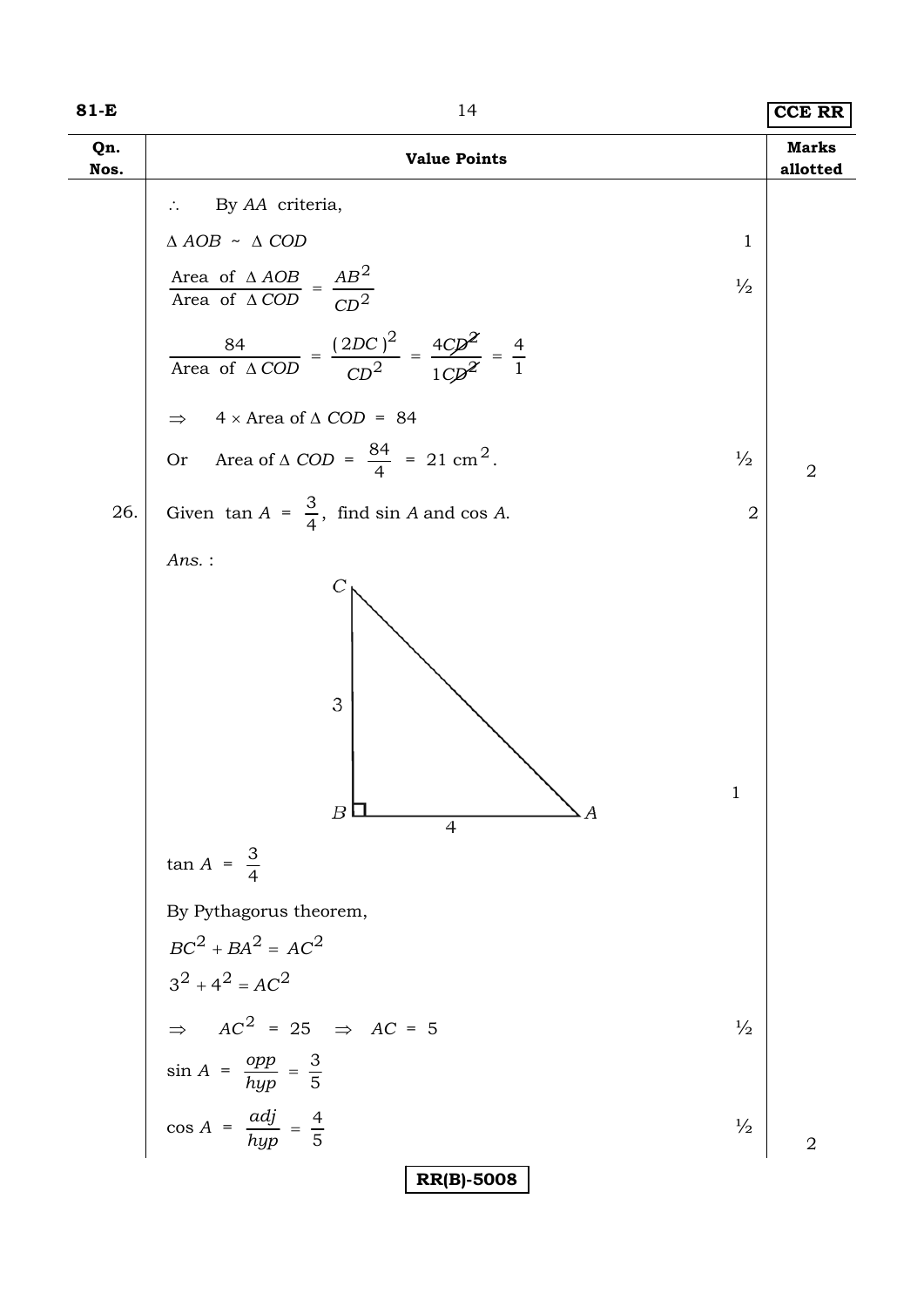| Qn. Nos. | Value Points | | Marks allotted |
|---|---|---|---|
| | $\therefore$ By *AA* criteria, | | |
| | $\Delta\, AOB \sim \Delta\, COD$ | 1 | |
| | $\dfrac{\text{Area of } \Delta\, AOB}{\text{Area of } \Delta\, COD} = \dfrac{AB^2}{CD^2}$ | ½ | |
| | $\dfrac{84}{\text{Area of } \Delta\, COD} = \dfrac{(2DC)^2}{CD^2} = \dfrac{4CD^2}{1CD^2} = \dfrac{4}{1}$ | | |
| | $\Rightarrow \quad 4 \times \text{Area of } \Delta\, COD = 84$ | | |
| | Or Area of $\Delta\, COD = \dfrac{84}{4} = 21 \text{ cm}^2$. | ½ | 2 |
| 26. | Given $\tan A = \dfrac{3}{4}$, find $\sin A$ and $\cos A$. | 2 | |
| | *Ans.* : | | |
| | (Figure: right triangle $ABC$ with right angle at $B$, $BC = 3$, $BA = 4$) | 1 | |
| | $\tan A = \dfrac{3}{4}$ | | |
| | By Pythagorus theorem, | | |
| | $BC^2 + BA^2 = AC^2$ | | |
| | $3^2 + 4^2 = AC^2$ | | |
| | $\Rightarrow \quad AC^2 = 25 \quad \Rightarrow \quad AC = 5$ | ½ | |
| | $\sin A = \dfrac{opp}{hyp} = \dfrac{3}{5}$ | | |
| | $\cos A = \dfrac{adj}{hyp} = \dfrac{4}{5}$ | ½ | 2 |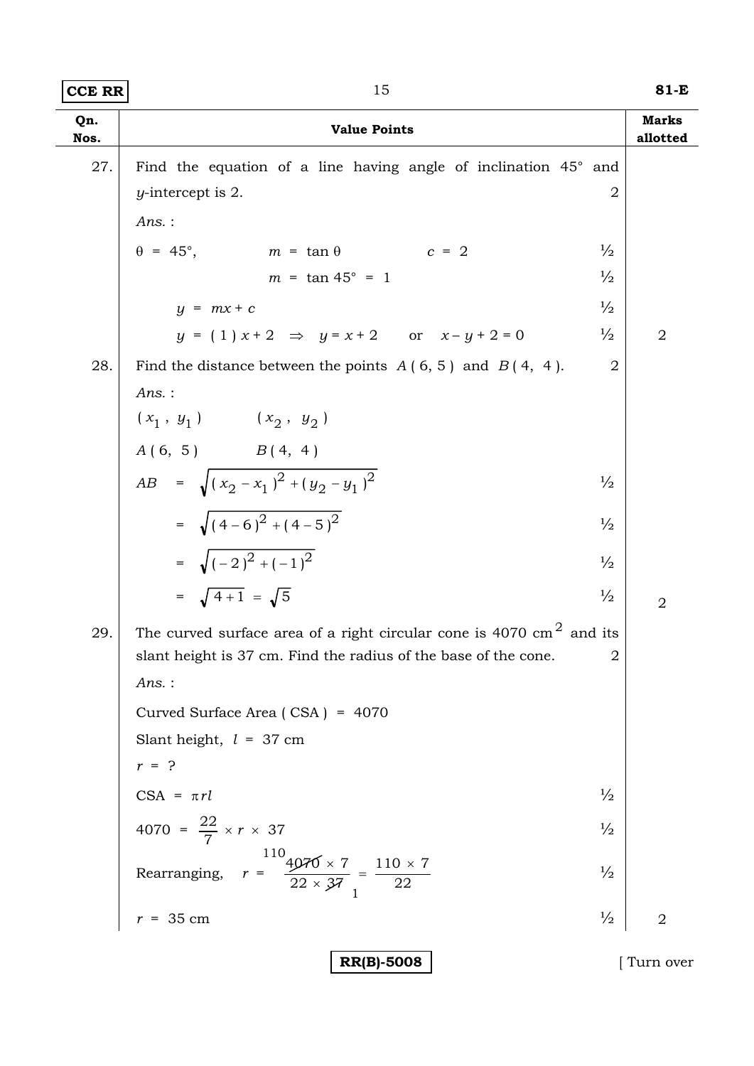| Qn. Nos. | Value Points | Marks allotted |
|---|---|---|
| 27. | Find the equation of a line having angle of inclination 45° and $y$-intercept is 2. **2** | |
| | *Ans.* : | |
| | $\theta = 45°$, $m = \tan\theta$ $c = 2$ ½ | |
| | $m = \tan 45° = 1$ ½ | |
| | $y = mx + c$ ½ | |
| | $y = (1)x + 2 \Rightarrow y = x + 2$ or $x - y + 2 = 0$ ½ | 2 |
| 28. | Find the distance between the points $A(6, 5)$ and $B(4, 4)$. **2** | |
| | *Ans.* : | |
| | $(x_1, y_1)$ $(x_2, y_2)$ | |
| | $A(6, 5)$ $B(4, 4)$ | |
| | $AB = \sqrt{(x_2 - x_1)^2 + (y_2 - y_1)^2}$ ½ | |
| | $= \sqrt{(4-6)^2 + (4-5)^2}$ ½ | |
| | $= \sqrt{(-2)^2 + (-1)^2}$ ½ | |
| | $= \sqrt{4+1} = \sqrt{5}$ ½ | 2 |
| 29. | The curved surface area of a right circular cone is 4070 $cm^2$ and its slant height is 37 cm. Find the radius of the base of the cone. **2** | |
| | *Ans.* : | |
| | Curved Surface Area (CSA) = 4070 | |
| | Slant height, $l$ = 37 cm | |
| | $r$ = ? | |
| | CSA = $\pi r l$ ½ | |
| | $4070 = \frac{22}{7} \times r \times 37$ ½ | |
| | Rearranging, $r = \frac{4070 \times 7}{22 \times 37} = \frac{110 \times 7}{22}$ ½ | |
| | $r$ = 35 cm ½ | 2 |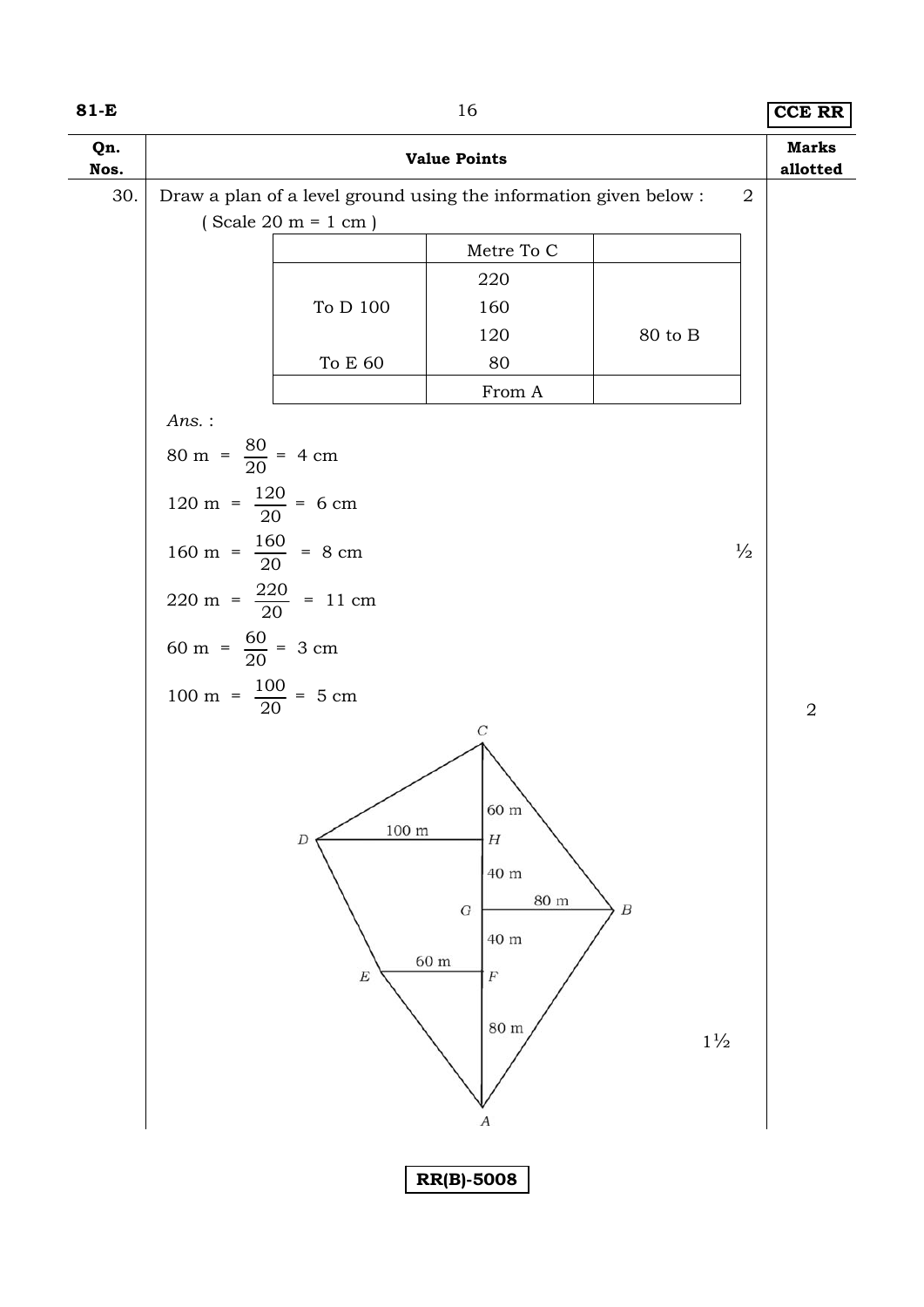| Qn. Nos. | Value Points | Marks allotted |
|---|---|---|

30. Draw a plan of a level ground using the information given below : 2

( Scale 20 m = 1 cm )

| | Metre To C | |
|---|---|---|
| | 220 | |
| To D 100 | 160 | |
| | 120 | 80 to B |
| To E 60 | 80 | |
| | From A | |

*Ans.* :

$80 \text{ m} = \frac{80}{20} = 4 \text{ cm}$

$120 \text{ m} = \frac{120}{20} = 6 \text{ cm}$

$160 \text{ m} = \frac{160}{20} = 8 \text{ cm}$ ½

$220 \text{ m} = \frac{220}{20} = 11 \text{ cm}$

$60 \text{ m} = \frac{60}{20} = 3 \text{ cm}$

$100 \text{ m} = \frac{100}{20} = 5 \text{ cm}$

1½

2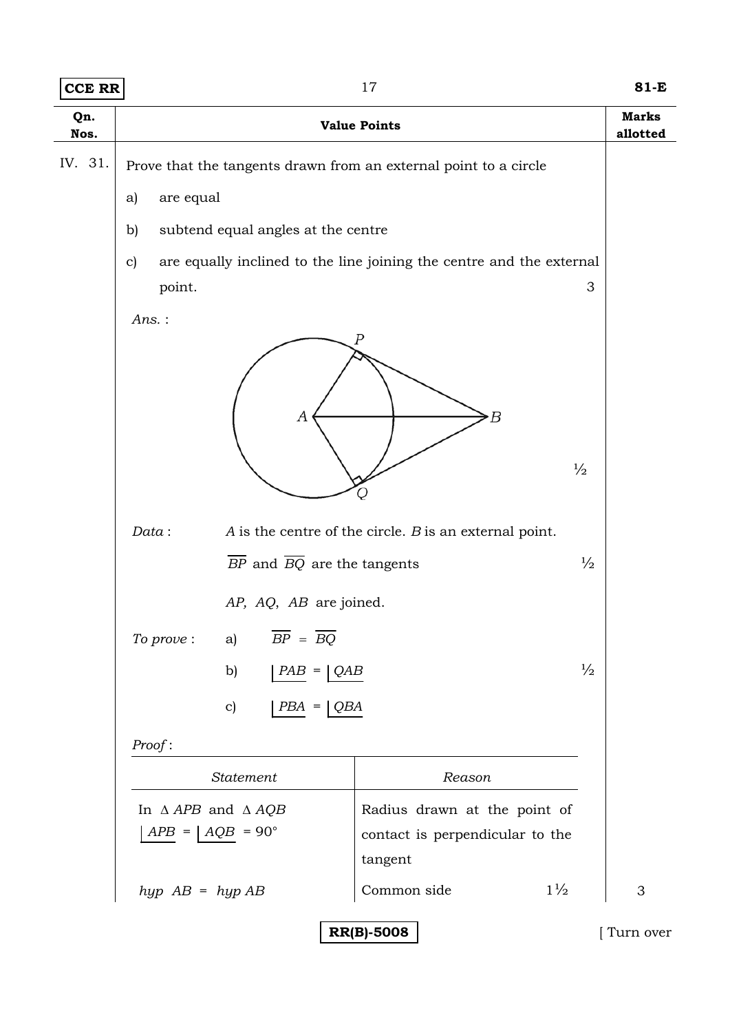| Qn. Nos. | Value Points | Marks allotted |
|---|---|---|
| IV. 31. | Prove that the tangents drawn from an external point to a circle | |
| | a) are equal | |
| | b) subtend equal angles at the centre | |
| | c) are equally inclined to the line joining the centre and the external point. 3 | |

*Ans.* :

½

*Data* : $A$ is the centre of the circle. $B$ is an external point.

$\overline{BP}$ and $\overline{BQ}$ are the tangents ½

$AP$, $AQ$, $AB$ are joined.

*To prove* :

a) $\overline{BP} = \overline{BQ}$

b) $\angle PAB = \angle QAB$ ½

c) $\angle PBA = \angle QBA$

*Proof* :

| *Statement* | *Reason* | Marks |
|---|---|---|
| In $\Delta\, APB$ and $\Delta\, AQB$<br>$\angle APB = \angle AQB = 90°$ | Radius drawn at the point of contact is perpendicular to the tangent | |
| $hyp\ AB = hyp\ AB$ | Common side | 1½ |

Marks allotted: 3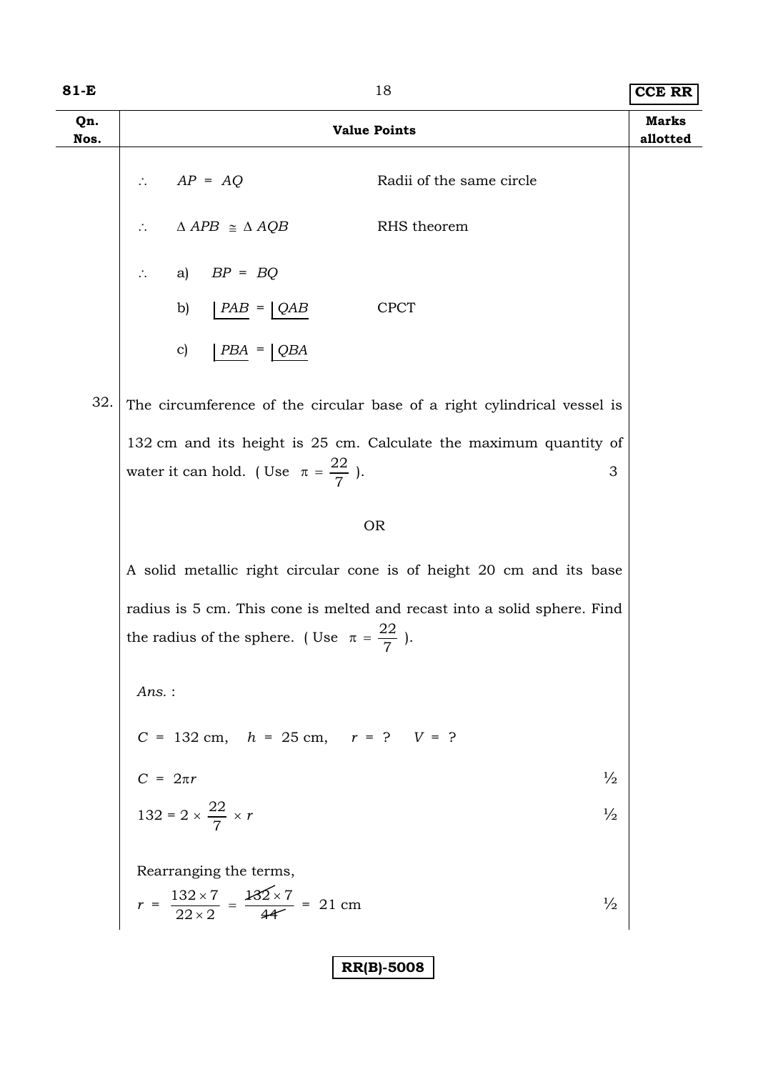| Qn. Nos. | Value Points | Marks allotted |
|---|---|---|
| | $\therefore \quad AP = AQ$ Radii of the same circle | |
| | $\therefore \quad \Delta APB \cong \Delta AQB$ RHS theorem | |
| | $\therefore$ a) $BP = BQ$ | |
| | b) $\lfloor PAB = \lfloor QAB$ CPCT | |
| | c) $\lfloor PBA = \lfloor QBA$ | |
| 32. | The circumference of the circular base of a right cylindrical vessel is 132 cm and its height is 25 cm. Calculate the maximum quantity of water it can hold. ( Use $\pi = \frac{22}{7}$ ). | 3 |
| | OR | |
| | A solid metallic right circular cone is of height 20 cm and its base radius is 5 cm. This cone is melted and recast into a solid sphere. Find the radius of the sphere. ( Use $\pi = \frac{22}{7}$ ). | |
| | *Ans.* : | |
| | $C = 132$ cm, $h = 25$ cm, $r = ?$ $V = ?$ | |
| | $C = 2\pi r$ | ½ |
| | $132 = 2 \times \frac{22}{7} \times r$ | ½ |
| | Rearranging the terms, | |
| | $r = \frac{132 \times 7}{22 \times 2} = \frac{132 \times 7}{44} = 21$ cm | ½ |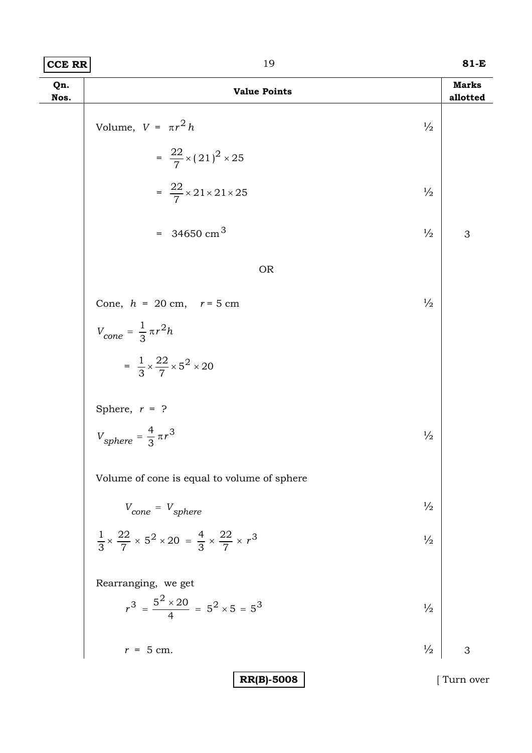| Qn. Nos. | Value Points | | Marks allotted |
|---|---|---|---|
| | Volume, $V = \pi r^2 h$ | ½ | |
| | $= \frac{22}{7} \times (21)^2 \times 25$ | | |
| | $= \frac{22}{7} \times 21 \times 21 \times 25$ | ½ | |
| | $= 34650 \text{ cm}^3$ | ½ | 3 |
| | OR | | |
| | Cone, $h = 20$ cm, $r = 5$ cm | ½ | |
| | $V_{cone} = \frac{1}{3} \pi r^2 h$ | | |
| | $= \frac{1}{3} \times \frac{22}{7} \times 5^2 \times 20$ | | |
| | Sphere, $r = ?$ | | |
| | $V_{sphere} = \frac{4}{3} \pi r^3$ | ½ | |
| | Volume of cone is equal to volume of sphere | | |
| | $V_{cone} = V_{sphere}$ | ½ | |
| | $\frac{1}{3} \times \frac{22}{7} \times 5^2 \times 20 = \frac{4}{3} \times \frac{22}{7} \times r^3$ | ½ | |
| | Rearranging, we get $r^3 = \frac{5^2 \times 20}{4} = 5^2 \times 5 = 5^3$ | ½ | |
| | $r = 5$ cm. | ½ | 3 |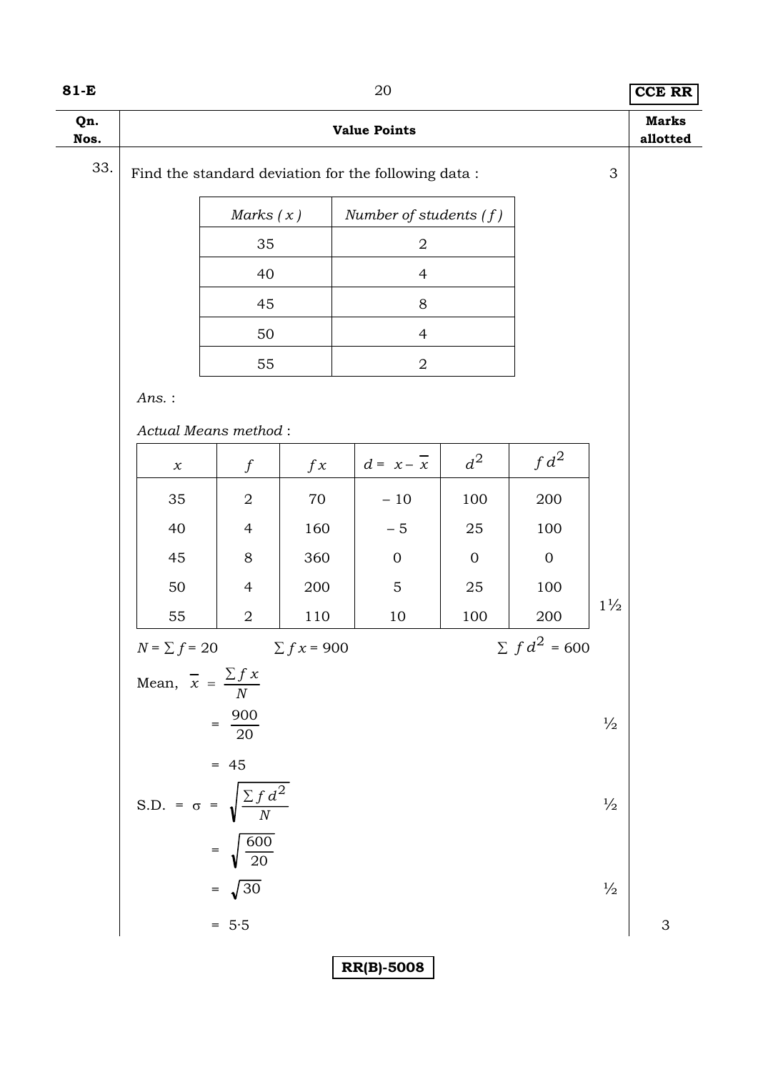| Qn. Nos. | Value Points | Marks allotted |
|---|---|---|

**33.** Find the standard deviation for the following data : 3

| *Marks ( x )* | *Number of students ( f )* |
|---|---|
| 35 | 2 |
| 40 | 4 |
| 45 | 8 |
| 50 | 4 |
| 55 | 2 |

*Ans.* :

*Actual Means method* :

| $x$ | $f$ | $fx$ | $d = x - \overline{x}$ | $d^2$ | $fd^2$ |
|---|---|---|---|---|---|
| 35 | 2 | 70 | – 10 | 100 | 200 |
| 40 | 4 | 160 | – 5 | 25 | 100 |
| 45 | 8 | 360 | 0 | 0 | 0 |
| 50 | 4 | 200 | 5 | 25 | 100 |
| 55 | 2 | 110 | 10 | 100 | 200 |

1½

$N = \sum f = 20$ $\quad \sum fx = 900$ $\quad \sum fd^2 = 600$

Mean, $\overline{x} = \dfrac{\sum fx}{N}$

$= \dfrac{900}{20}$ ½

$= 45$

S.D. $= \sigma = \sqrt{\dfrac{\sum fd^2}{N}}$ ½

$= \sqrt{\dfrac{600}{20}}$

$= \sqrt{30}$ ½

$= 5{\cdot}5$ 3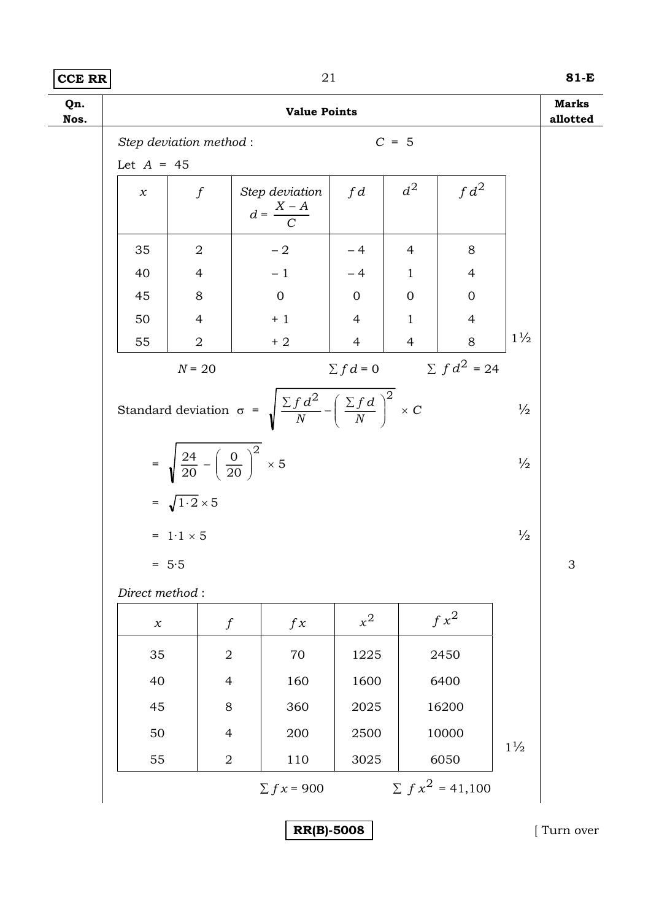| Qn. Nos. | Value Points | Marks allotted |
|---|---|---|

*Step deviation method* : $C = 5$

Let $A = 45$

| $x$ | $f$ | *Step deviation* $d = \frac{X - A}{C}$ | $fd$ | $d^2$ | $fd^2$ |
|---|---|---|---|---|---|
| 35 | 2 | – 2 | – 4 | 4 | 8 |
| 40 | 4 | – 1 | – 4 | 1 | 4 |
| 45 | 8 | 0 | 0 | 0 | 0 |
| 50 | 4 | + 1 | 4 | 1 | 4 |
| 55 | 2 | + 2 | 4 | 4 | 8 |

$N = 20$  $\Sigma fd = 0$  $\Sigma fd^2 = 24$  1½

Standard deviation $\sigma = \sqrt{\frac{\Sigma fd^2}{N} - \left(\frac{\Sigma fd}{N}\right)^2} \times C$  ½

$= \sqrt{\frac{24}{20} - \left(\frac{0}{20}\right)^2} \times 5$  ½

$= \sqrt{1 \cdot 2} \times 5$

$= 1 \cdot 1 \times 5$  ½

$= 5 \cdot 5$  **3**

*Direct method* :

| $x$ | $f$ | $fx$ | $x^2$ | $fx^2$ |
|---|---|---|---|---|
| 35 | 2 | 70 | 1225 | 2450 |
| 40 | 4 | 160 | 1600 | 6400 |
| 45 | 8 | 360 | 2025 | 16200 |
| 50 | 4 | 200 | 2500 | 10000 |
| 55 | 2 | 110 | 3025 | 6050 |

$\Sigma fx = 900$  $\Sigma fx^2 = 41,100$  1½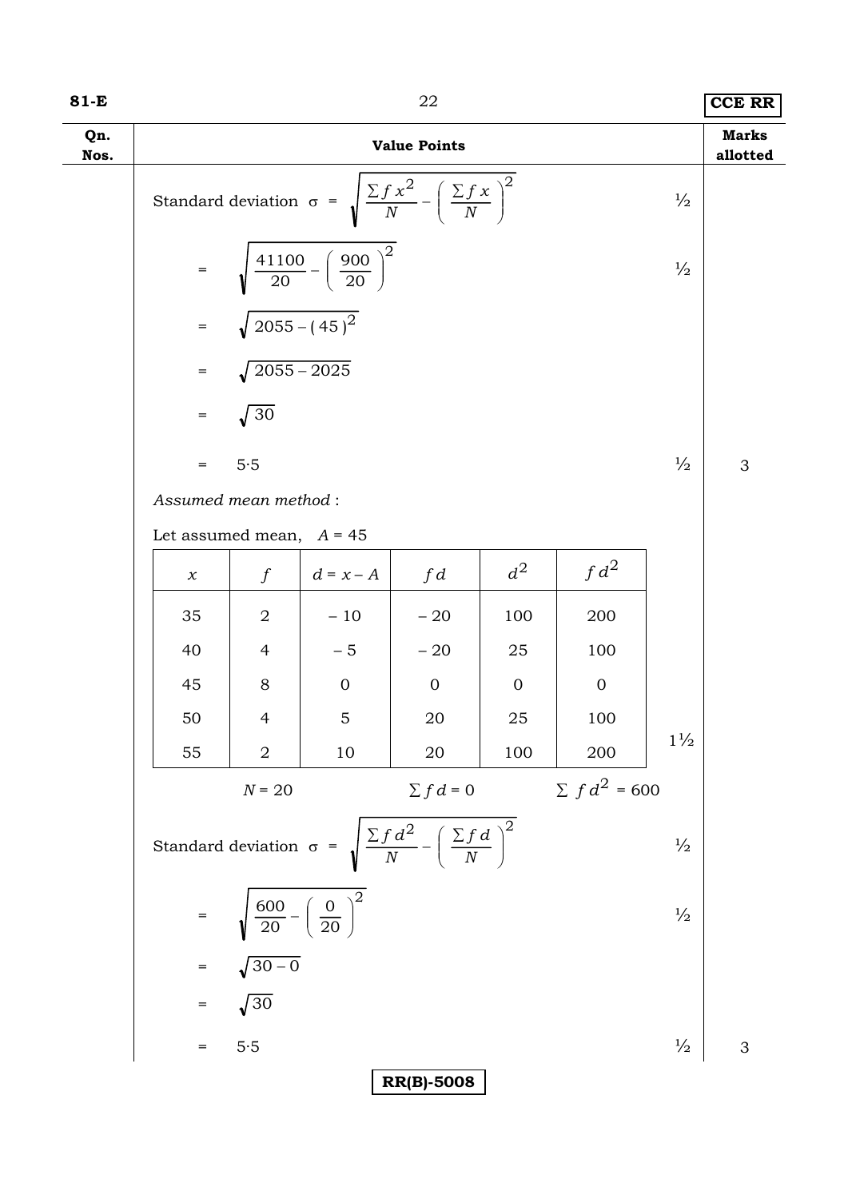| Qn. Nos. | Value Points | | Marks allotted |
|---|---|---|---|

Standard deviation $\sigma = \sqrt{\dfrac{\sum f x^2}{N} - \left( \dfrac{\sum f x}{N} \right)^2}$ ½

$= \sqrt{\dfrac{41100}{20} - \left( \dfrac{900}{20} \right)^2}$ ½

$= \sqrt{2055 - (45)^2}$

$= \sqrt{2055 - 2025}$

$= \sqrt{30}$

$= 5{\cdot}5$ ½ **3**

*Assumed mean method* :

Let assumed mean, $A = 45$

| $x$ | $f$ | $d = x - A$ | $f d$ | $d^2$ | $f d^2$ |
|---|---|---|---|---|---|
| 35 | 2 | – 10 | – 20 | 100 | 200 |
| 40 | 4 | – 5 | – 20 | 25 | 100 |
| 45 | 8 | 0 | 0 | 0 | 0 |
| 50 | 4 | 5 | 20 | 25 | 100 |
| 55 | 2 | 10 | 20 | 100 | 200 |

1½

$N = 20$ $\sum f d = 0$ $\sum f d^2 = 600$

Standard deviation $\sigma = \sqrt{\dfrac{\sum f d^2}{N} - \left( \dfrac{\sum f d}{N} \right)^2}$ ½

$= \sqrt{\dfrac{600}{20} - \left( \dfrac{0}{20} \right)^2}$ ½

$= \sqrt{30 - 0}$

$= \sqrt{30}$

$= 5{\cdot}5$ ½ **3**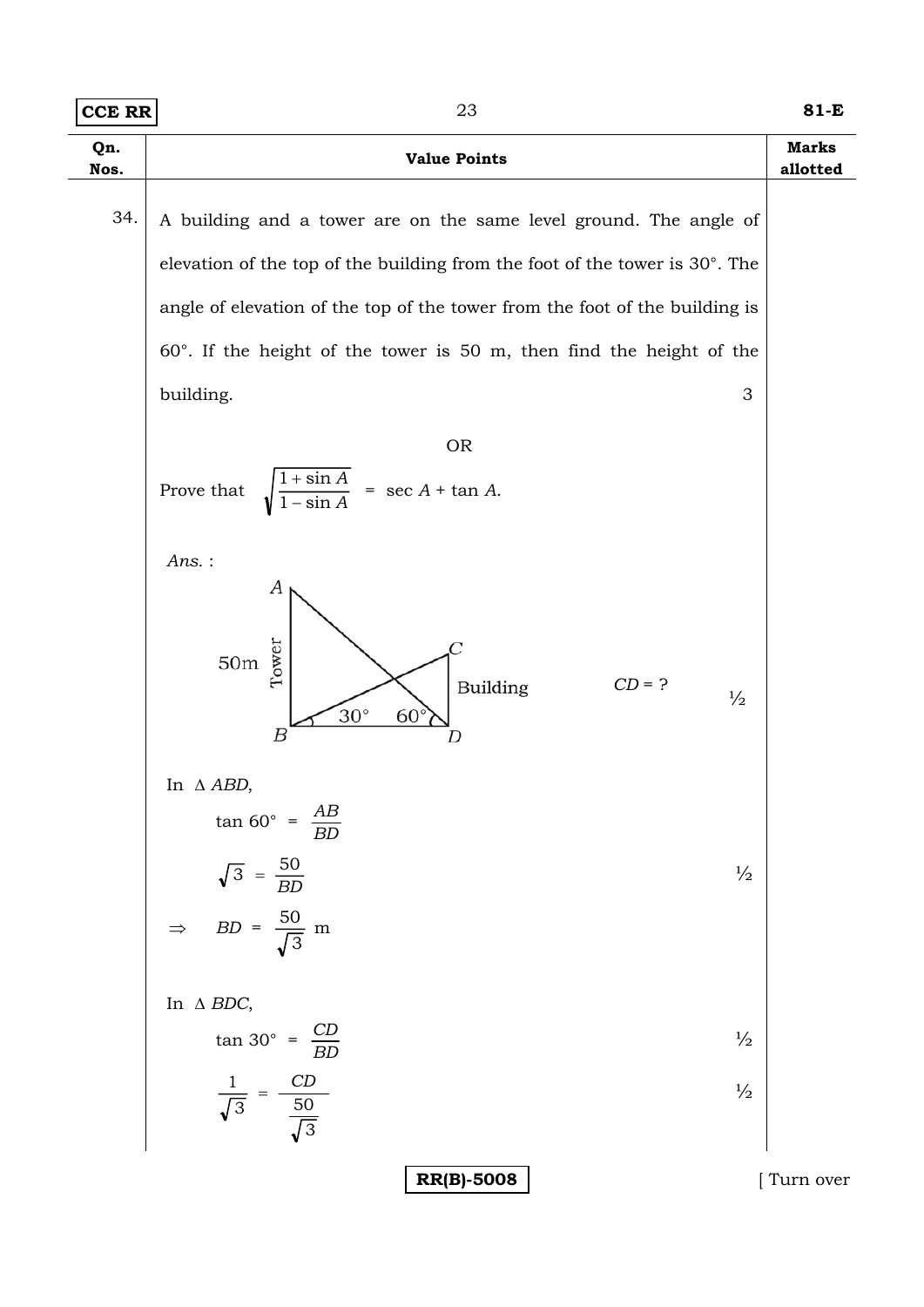| Qn. Nos. | Value Points | Marks allotted |
|---|---|---|
| 34. | A building and a tower are on the same level ground. The angle of elevation of the top of the building from the foot of the tower is 30°. The angle of elevation of the top of the tower from the foot of the building is 60°. If the height of the tower is 50 m, then find the height of the building. 3 | |
| | OR | |
| | Prove that $\sqrt{\frac{1+\sin A}{1-\sin A}} = \sec A + \tan A$. | |

*Ans.* :

(Figure: Tower AB = 50m, Building CD, angles 30° at B and 60° at D)

$CD = ?$ ½

In $\Delta ABD$,

$$\tan 60° = \frac{AB}{BD}$$

$$\sqrt{3} = \frac{50}{BD}$$ ½

$$\Rightarrow \quad BD = \frac{50}{\sqrt{3}} \text{ m}$$

In $\Delta BDC$,

$$\tan 30° = \frac{CD}{BD}$$ ½

$$\frac{1}{\sqrt{3}} = \frac{CD}{\frac{50}{\sqrt{3}}}$$ ½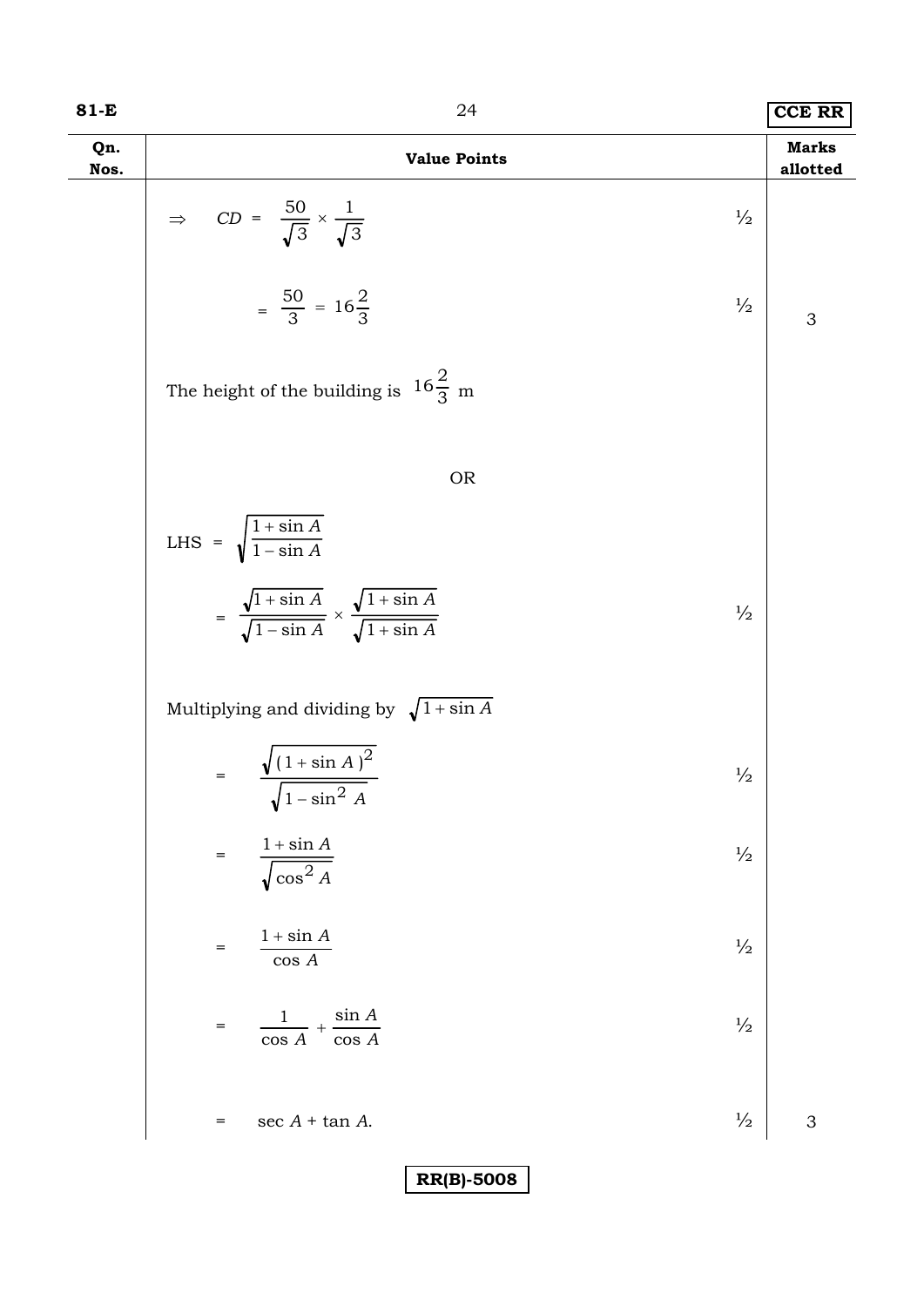| Qn. Nos. | Value Points | | Marks allotted |
|---|---|---|---|
| | $\Rightarrow \quad CD = \dfrac{50}{\sqrt{3}} \times \dfrac{1}{\sqrt{3}}$ | ½ | |
| | $= \dfrac{50}{3} = 16\dfrac{2}{3}$ | ½ | 3 |
| | The height of the building is $16\dfrac{2}{3}$ m | | |
| | OR | | |
| | LHS $= \sqrt{\dfrac{1+\sin A}{1-\sin A}}$ | | |
| | $= \dfrac{\sqrt{1+\sin A}}{\sqrt{1-\sin A}} \times \dfrac{\sqrt{1+\sin A}}{\sqrt{1+\sin A}}$ | ½ | |
| | Multiplying and dividing by $\sqrt{1+\sin A}$ | | |
| | $= \dfrac{\sqrt{(1+\sin A)^2}}{\sqrt{1-\sin^2 A}}$ | ½ | |
| | $= \dfrac{1+\sin A}{\sqrt{\cos^2 A}}$ | ½ | |
| | $= \dfrac{1+\sin A}{\cos A}$ | ½ | |
| | $= \dfrac{1}{\cos A} + \dfrac{\sin A}{\cos A}$ | ½ | |
| | $= \sec A + \tan A.$ | ½ | 3 |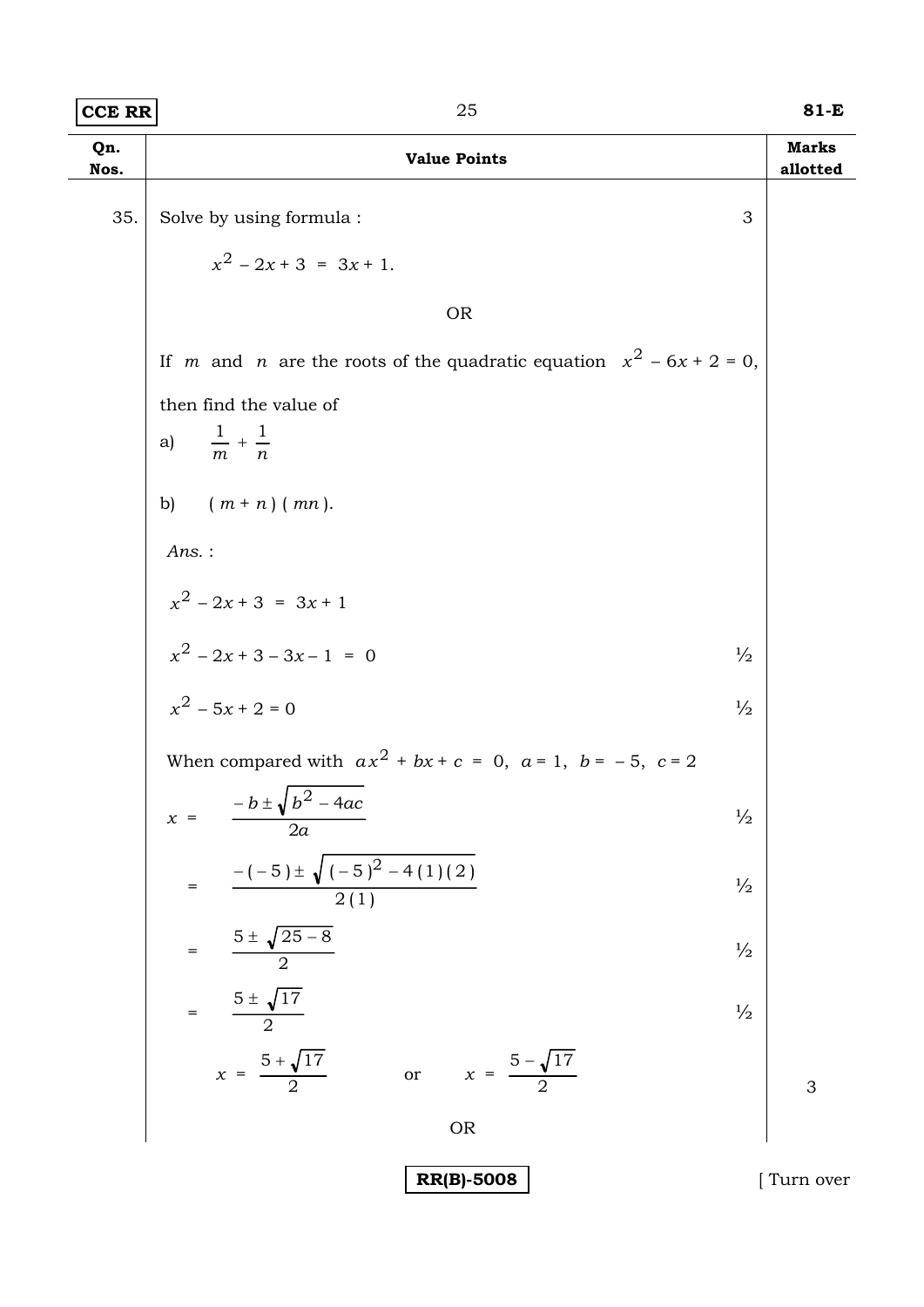| Qn. Nos. | Value Points | Marks allotted |
|---|---|---|
| 35. | Solve by using formula : $\qquad$ 3 | |
| | $x^2 - 2x + 3 = 3x + 1.$ | |
| | OR | |
| | If $m$ and $n$ are the roots of the quadratic equation $x^2 - 6x + 2 = 0$, then find the value of | |
| | a) $\frac{1}{m} + \frac{1}{n}$ | |
| | b) $(m + n)(mn)$. | |
| | *Ans.* : | |
| | $x^2 - 2x + 3 = 3x + 1$ | |
| | $x^2 - 2x + 3 - 3x - 1 = 0$ $\qquad$ ½ | |
| | $x^2 - 5x + 2 = 0$ $\qquad$ ½ | |
| | When compared with $ax^2 + bx + c = 0$, $a = 1$, $b = -5$, $c = 2$ | |
| | $x = \frac{-b \pm \sqrt{b^2 - 4ac}}{2a}$ $\qquad$ ½ | |
| | $= \frac{-(-5) \pm \sqrt{(-5)^2 - 4(1)(2)}}{2(1)}$ $\qquad$ ½ | |
| | $= \frac{5 \pm \sqrt{25 - 8}}{2}$ $\qquad$ ½ | |
| | $= \frac{5 \pm \sqrt{17}}{2}$ $\qquad$ ½ | |
| | $x = \frac{5 + \sqrt{17}}{2}$ or $x = \frac{5 - \sqrt{17}}{2}$ | 3 |
| | OR | |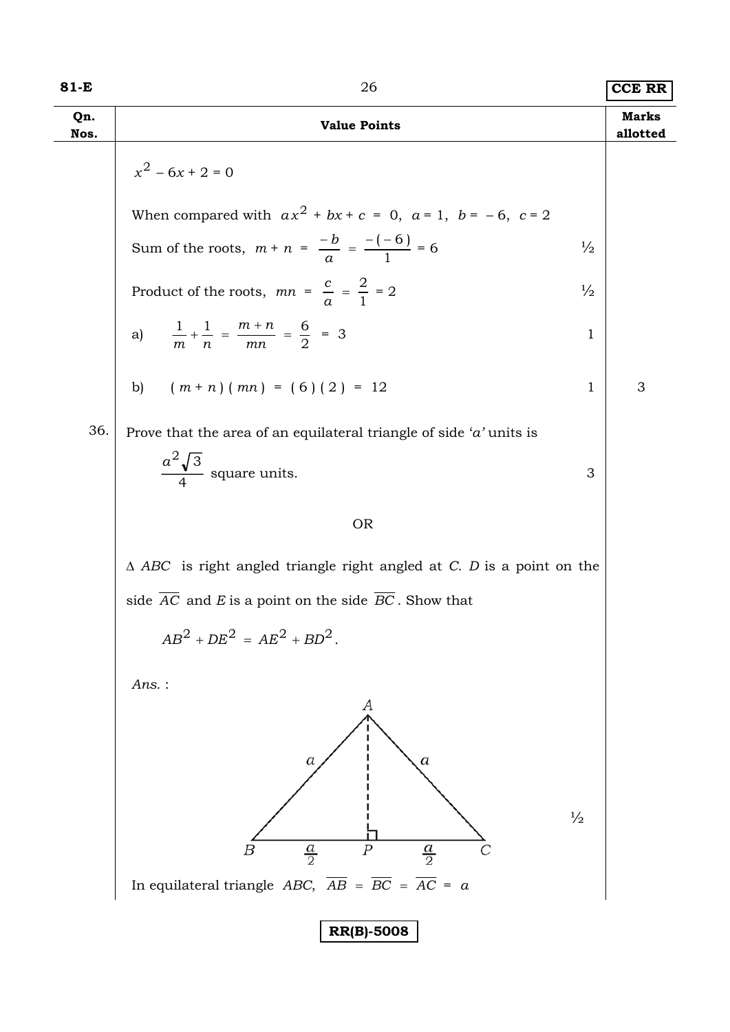| Qn. Nos. | Value Points | | Marks allotted |
|---|---|---|---|
| | $x^2 - 6x + 2 = 0$ | | |
| | When compared with $ax^2 + bx + c = 0$, $a = 1$, $b = -6$, $c = 2$ | | |
| | Sum of the roots, $m + n = \frac{-b}{a} = \frac{-(-6)}{1} = 6$ | ½ | |
| | Product of the roots, $mn = \frac{c}{a} = \frac{2}{1} = 2$ | ½ | |
| | a) $\frac{1}{m} + \frac{1}{n} = \frac{m+n}{mn} = \frac{6}{2} = 3$ | 1 | |
| | b) $(m+n)(mn) = (6)(2) = 12$ | 1 | 3 |
| 36. | Prove that the area of an equilateral triangle of side '$a$' units is $\frac{a^2\sqrt{3}}{4}$ square units. | 3 | |
| | OR | | |
| | $\Delta\, ABC$ is right angled triangle right angled at $C$. $D$ is a point on the side $\overline{AC}$ and $E$ is a point on the side $\overline{BC}$. Show that $AB^2 + DE^2 = AE^2 + BD^2$. | | |
| | *Ans.* : | | |
| | [Figure: equilateral triangle $ABC$ with sides $a$, altitude $AP$ perpendicular to $BC$, $BP = \frac{a}{2}$, $PC = \frac{a}{2}$] | ½ | |
| | In equilateral triangle $ABC$, $\overline{AB} = \overline{BC} = \overline{AC} = a$ | | |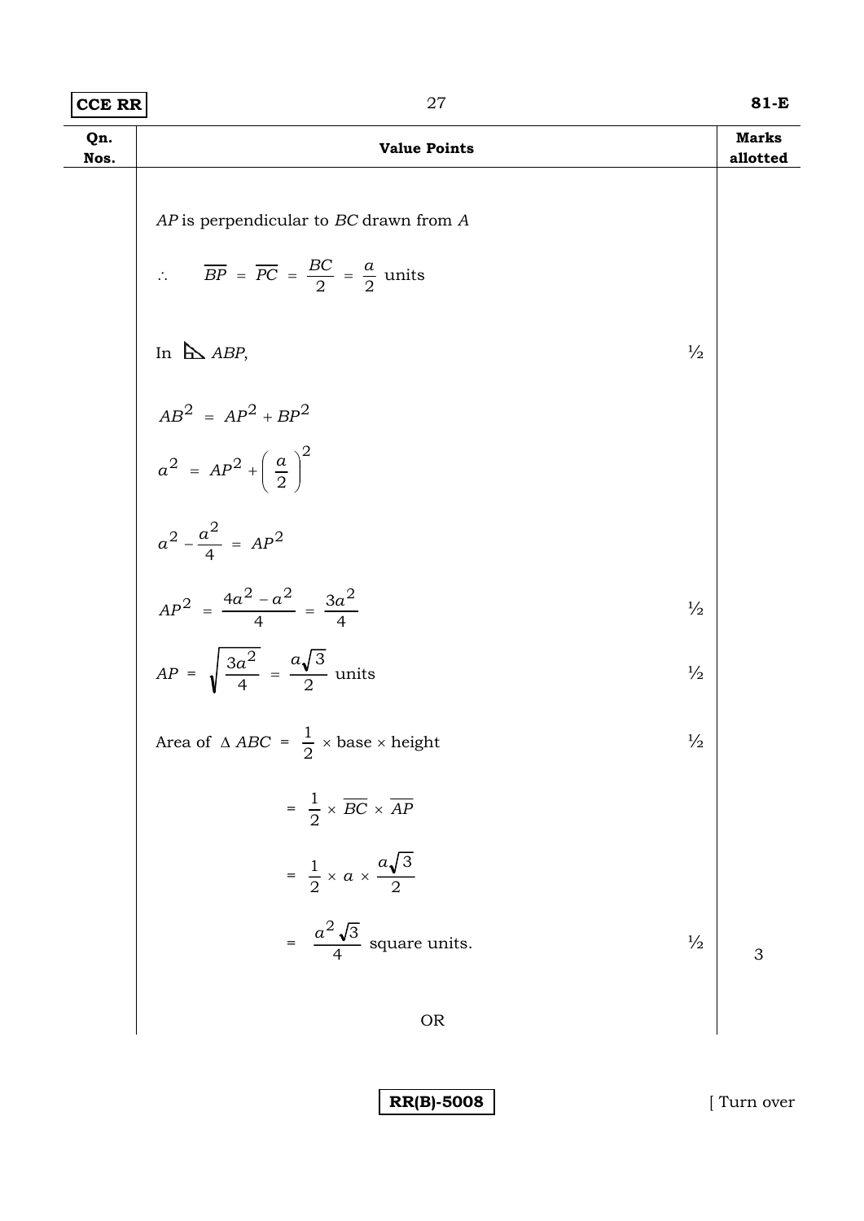| Qn. Nos. | Value Points | | Marks allotted |
|---|---|---|---|
| | $AP$ is perpendicular to $BC$ drawn from $A$ | | |
| | $\therefore \quad \overline{BP} = \overline{PC} = \frac{BC}{2} = \frac{a}{2}$ units | | |
| | In $\triangle ABP$, | ½ | |
| | $AB^2 = AP^2 + BP^2$ | | |
| | $a^2 = AP^2 + \left(\frac{a}{2}\right)^2$ | | |
| | $a^2 - \frac{a^2}{4} = AP^2$ | | |
| | $AP^2 = \frac{4a^2 - a^2}{4} = \frac{3a^2}{4}$ | ½ | |
| | $AP = \sqrt{\frac{3a^2}{4}} = \frac{a\sqrt{3}}{2}$ units | ½ | |
| | Area of $\Delta ABC = \frac{1}{2} \times \text{base} \times \text{height}$ | ½ | |
| | $= \frac{1}{2} \times \overline{BC} \times \overline{AP}$ | | |
| | $= \frac{1}{2} \times a \times \frac{a\sqrt{3}}{2}$ | | |
| | $= \frac{a^2\sqrt{3}}{4}$ square units. | ½ | 3 |
| | OR | | |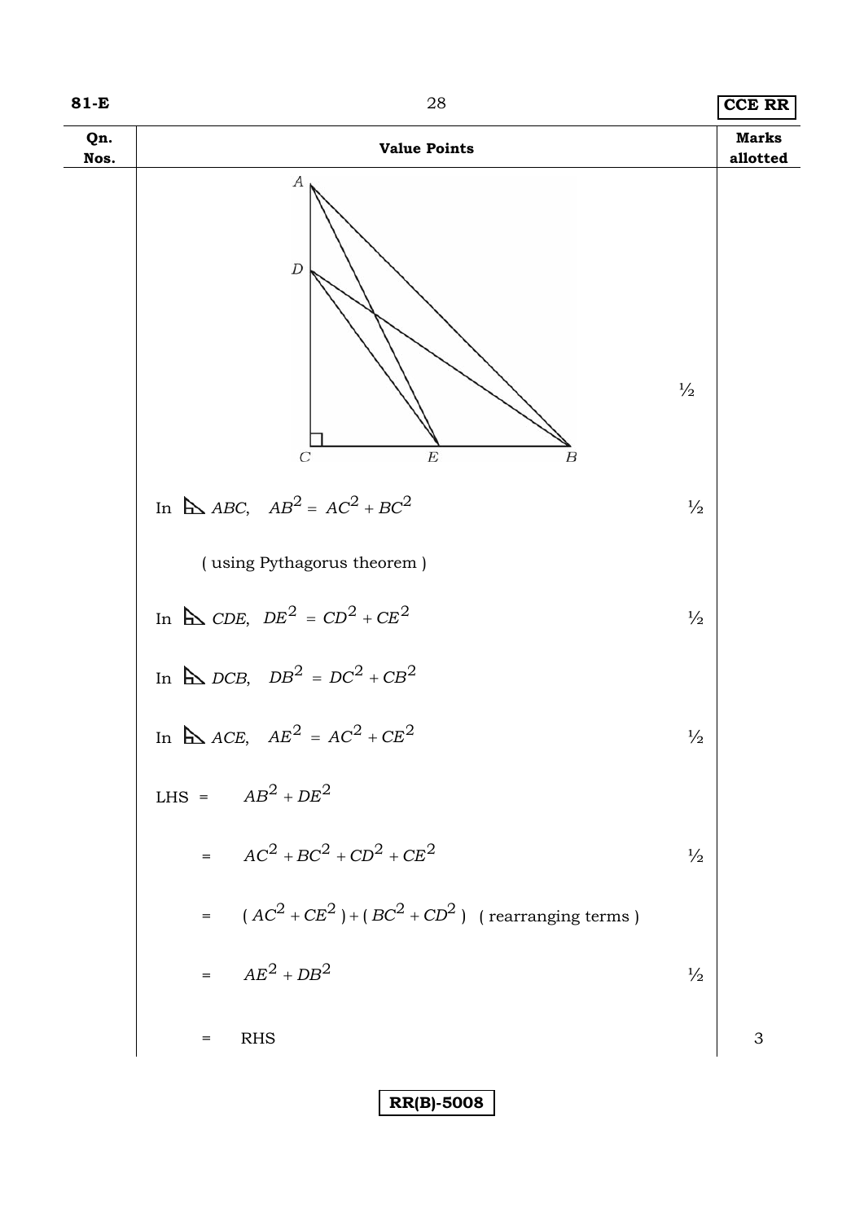| Qn. Nos. | Value Points | | Marks allotted |
|---|---|---|---|
| | *(figure)* | ½ | |
| | In $\triangle ABC$, $AB^2 = AC^2 + BC^2$ | ½ | |
| | ( using Pythagorus theorem ) | | |
| | In $\triangle CDE$, $DE^2 = CD^2 + CE^2$ | ½ | |
| | In $\triangle DCB$, $DB^2 = DC^2 + CB^2$ | | |
| | In $\triangle ACE$, $AE^2 = AC^2 + CE^2$ | ½ | |
| | LHS = $AB^2 + DE^2$ | | |
| | $= AC^2 + BC^2 + CD^2 + CE^2$ | ½ | |
| | $= (AC^2 + CE^2) + (BC^2 + CD^2)$ ( rearranging terms ) | | |
| | $= AE^2 + DB^2$ | ½ | |
| | = RHS | | 3 |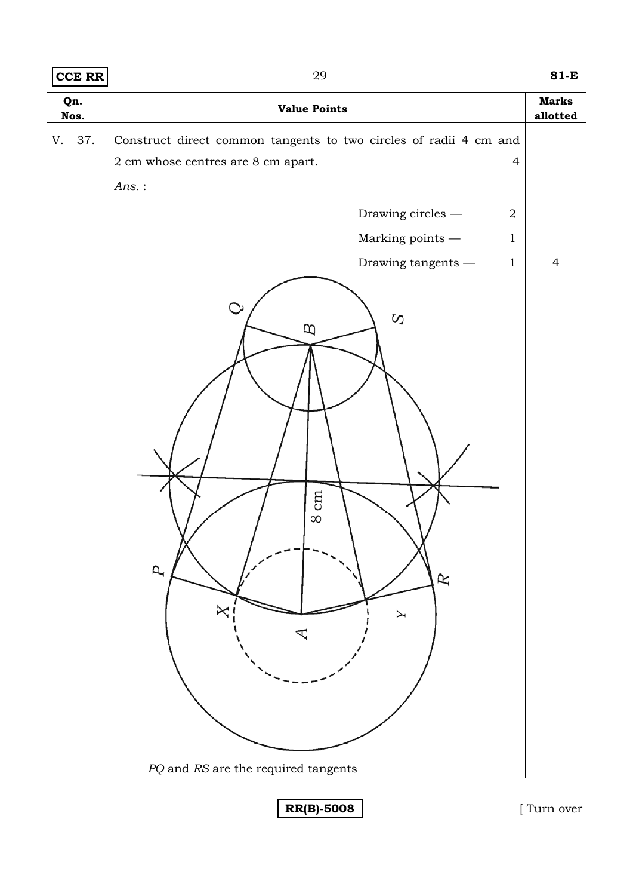| Qn. Nos. | Value Points | Marks allotted |
|---|---|---|
| V. 37. | Construct direct common tangents to two circles of radii 4 cm and 2 cm whose centres are 8 cm apart. 4 | |
| | *Ans.* : | |
| | Drawing circles — 2 | |
| | Marking points — 1 | |
| | Drawing tangents — 1 | 4 |

*PQ* and *RS* are the required tangents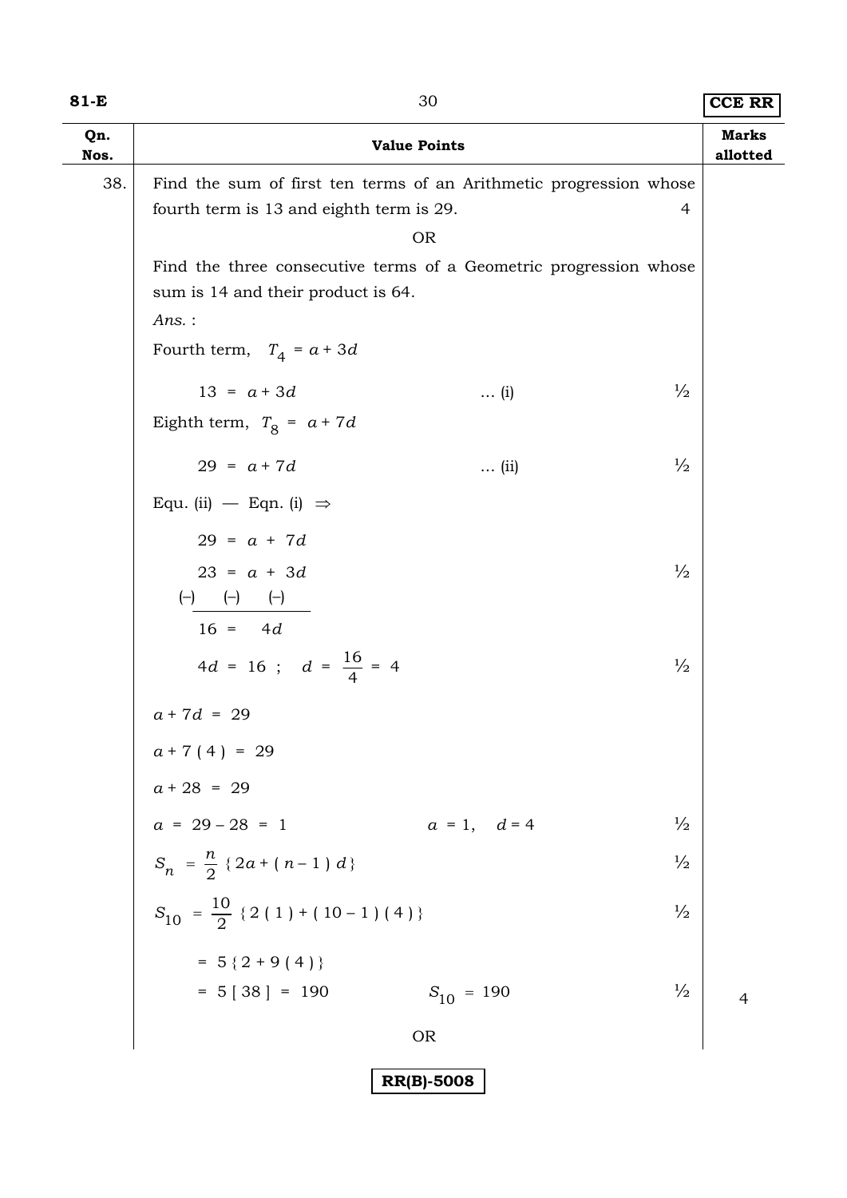| Qn. Nos. | Value Points | Marks allotted |
|---|---|---|
| 38. | Find the sum of first ten terms of an Arithmetic progression whose fourth term is 13 and eighth term is 29. 4 | |
| | OR | |
| | Find the three consecutive terms of a Geometric progression whose sum is 14 and their product is 64. | |
| | *Ans.* : | |
| | Fourth term, $T_4 = a + 3d$ | |
| | $13 = a + 3d$ ... (i) ½ | |
| | Eighth term, $T_8 = a + 7d$ | |
| | $29 = a + 7d$ ... (ii) ½ | |
| | Equ. (ii) — Eqn. (i) $\Rightarrow$ | |
| | $29 = a + 7d$ | |
| | $23 = a + 3d$ ½ | |
| | $(-) \quad (-) \quad (-)$ | |
| | $16 = 4d$ | |
| | $4d = 16$ ; $d = \frac{16}{4} = 4$ ½ | |
| | $a + 7d = 29$ | |
| | $a + 7(4) = 29$ | |
| | $a + 28 = 29$ | |
| | $a = 29 - 28 = 1$ $a = 1, \quad d = 4$ ½ | |
| | $S_n = \frac{n}{2}\{2a + (n-1)d\}$ ½ | |
| | $S_{10} = \frac{10}{2}\{2(1) + (10-1)(4)\}$ ½ | |
| | $= 5\{2 + 9(4)\}$ | |
| | $= 5[38] = 190$ $S_{10} = 190$ ½ | 4 |
| | OR | |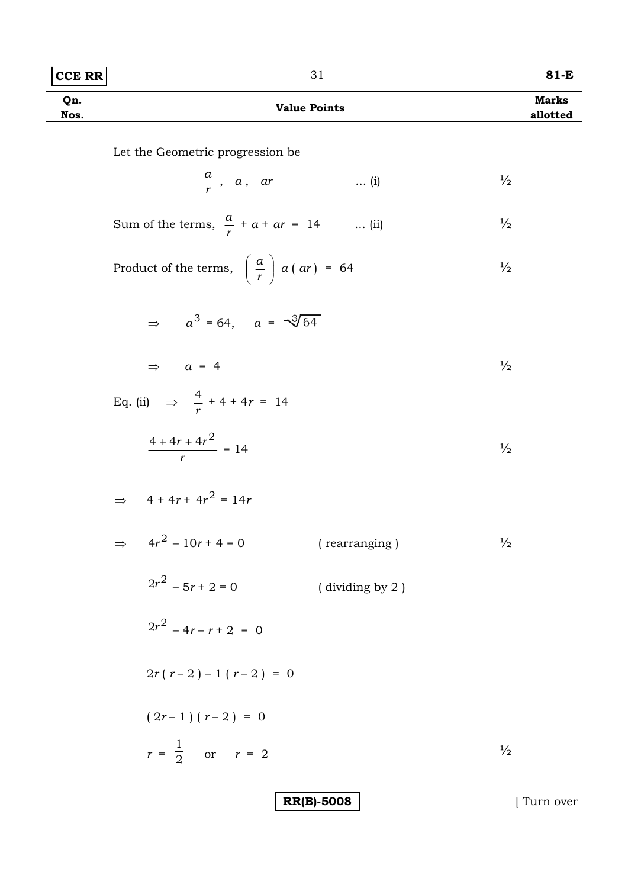| Qn. Nos. | Value Points | Marks allotted |
|---|---|---|
| | Let the Geometric progression be | |
| | $\frac{a}{r}$ , $a$ , $ar$ ... (i) | ½ |
| | Sum of the terms, $\frac{a}{r} + a + ar = 14$ ... (ii) | ½ |
| | Product of the terms, $\left(\frac{a}{r}\right) a\,(ar) = 64$ | ½ |
| | $\Rightarrow \quad a^3 = 64, \quad a = \sqrt[3]{64}$ | |
| | $\Rightarrow \quad a = 4$ | ½ |
| | Eq. (ii) $\Rightarrow \quad \frac{4}{r} + 4 + 4r = 14$ | |
| | $\frac{4 + 4r + 4r^2}{r} = 14$ | ½ |
| | $\Rightarrow \quad 4 + 4r + 4r^2 = 14r$ | |
| | $\Rightarrow \quad 4r^2 - 10r + 4 = 0$ ( rearranging ) | ½ |
| | $2r^2 - 5r + 2 = 0$ ( dividing by 2 ) | |
| | $2r^2 - 4r - r + 2 = 0$ | |
| | $2r\,(r - 2) - 1\,(r - 2) = 0$ | |
| | $(2r - 1)\,(r - 2) = 0$ | |
| | $r = \frac{1}{2}$ or $r = 2$ | ½ |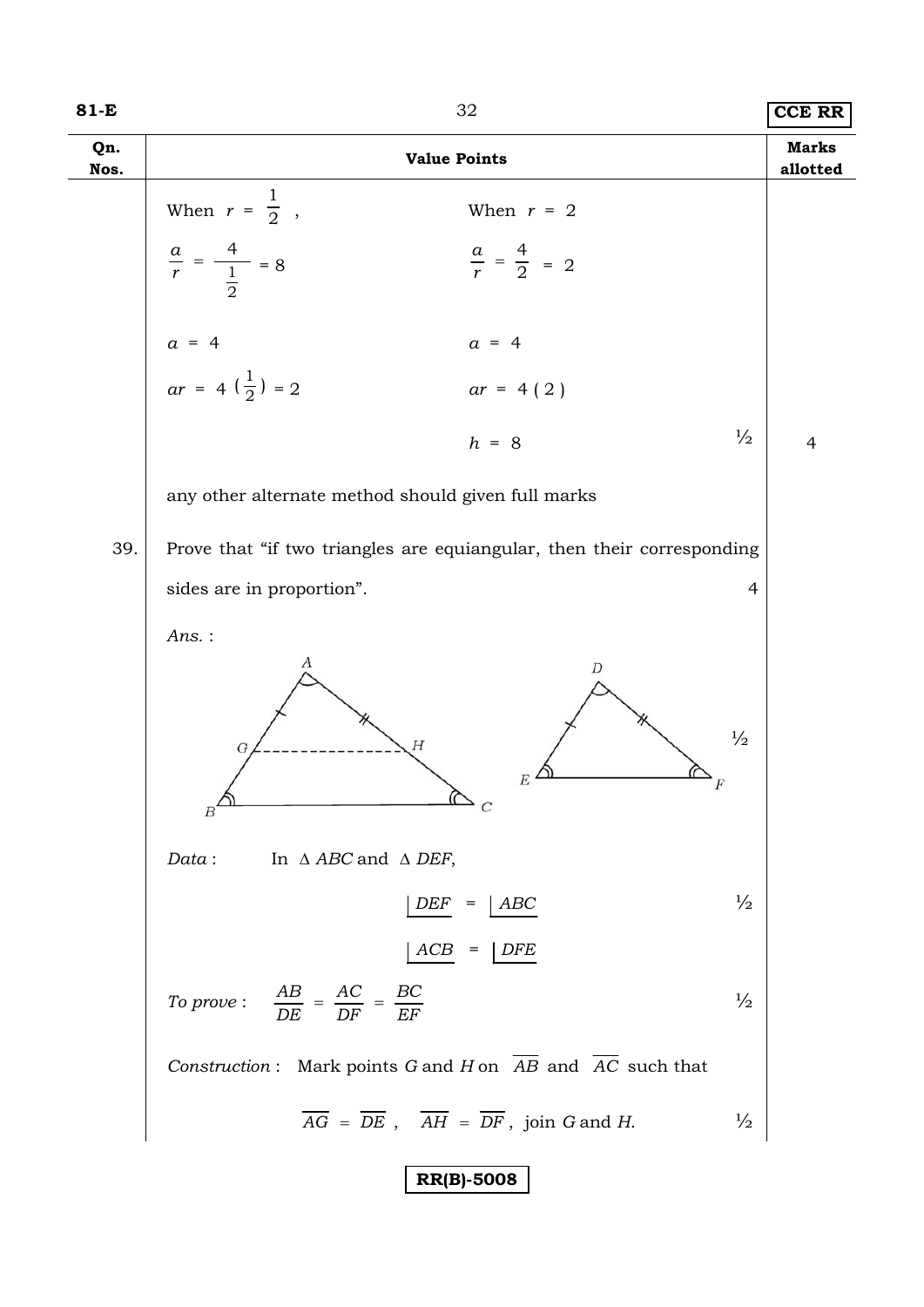| Qn. Nos. | Value Points | Marks allotted |
|---|---|---|
| | When $r = \frac{1}{2}$ , &nbsp;&nbsp;&nbsp;&nbsp; When $r = 2$ | |
| | $\frac{a}{r} = \frac{4}{\frac{1}{2}} = 8$ &nbsp;&nbsp;&nbsp;&nbsp; $\frac{a}{r} = \frac{4}{2} = 2$ | |
| | $a = 4$ &nbsp;&nbsp;&nbsp;&nbsp; $a = 4$ | |
| | $ar = 4\left(\frac{1}{2}\right) = 2$ &nbsp;&nbsp;&nbsp;&nbsp; $ar = 4(2)$ | |
| | $h = 8$ &nbsp;&nbsp; ½ | 4 |
| | any other alternate method should given full marks | |
| 39. | Prove that "if two triangles are equiangular, then their corresponding sides are in proportion". &nbsp;&nbsp; 4 | |
| | *Ans.* : | |
| | ½ | |
| | *Data* : In $\Delta ABC$ and $\Delta DEF$, | |
| | $\angle DEF = \angle ABC$ &nbsp;&nbsp; ½ | |
| | $\angle ACB = \angle DFE$ | |
| | *To prove* : $\frac{AB}{DE} = \frac{AC}{DF} = \frac{BC}{EF}$ &nbsp;&nbsp; ½ | |
| | *Construction* : Mark points *G* and *H* on $\overline{AB}$ and $\overline{AC}$ such that | |
| | $\overline{AG} = \overline{DE}$ , $\overline{AH} = \overline{DF}$ , join *G* and *H*. &nbsp;&nbsp; ½ | |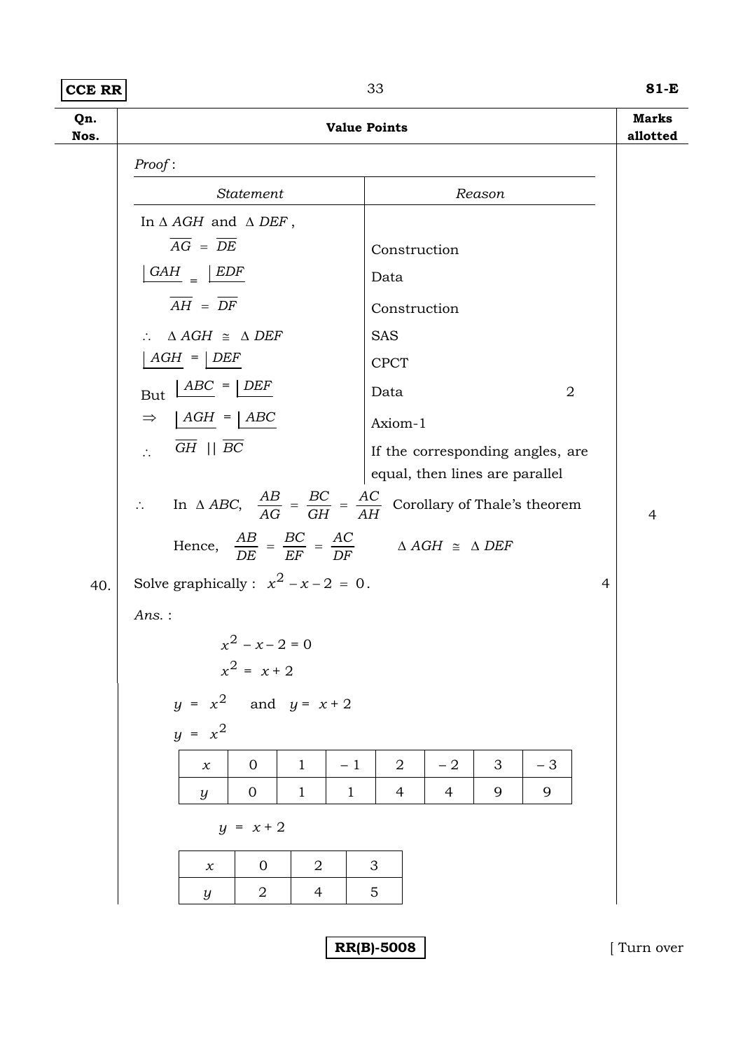| Qn. Nos. | Value Points | Marks allotted |
|---|---|---|

*Proof* :

| Statement | Reason |
|---|---|
| In $\Delta\, AGH$ and $\Delta\, DEF$, | |
| $\overline{AG} = \overline{DE}$ | Construction |
| $\lfloor GAH = \lfloor EDF$ | Data |
| $\overline{AH} = \overline{DF}$ | Construction |
| $\therefore\ \Delta\, AGH \cong \Delta\, DEF$ | SAS |
| $\lfloor AGH = \lfloor DEF$ | CPCT |
| But $\lfloor ABC = \lfloor DEF$ | Data |
| $\Rightarrow\ \lfloor AGH = \lfloor ABC$ | Axiom-1 |
| $\therefore\ \overline{GH} \parallel \overline{BC}$ | If the corresponding angles, are equal, then lines are parallel |

2

$\therefore$ In $\Delta\, ABC$, $\dfrac{AB}{AG} = \dfrac{BC}{GH} = \dfrac{AC}{AH}$ Corollary of Thale's theorem

Hence, $\dfrac{AB}{DE} = \dfrac{BC}{EF} = \dfrac{AC}{DF}$ $\quad \Delta\, AGH \cong \Delta\, DEF$

4

40. Solve graphically : $x^2 - x - 2 = 0$. 4

*Ans.* :

$$x^2 - x - 2 = 0$$
$$x^2 = x + 2$$

$y = x^2$ and $y = x + 2$

$y = x^2$

| $x$ | 0 | 1 | – 1 | 2 | – 2 | 3 | – 3 |
|---|---|---|---|---|---|---|---|
| $y$ | 0 | 1 | 1 | 4 | 4 | 9 | 9 |

$y = x + 2$

| $x$ | 0 | 2 | 3 |
|---|---|---|---|
| $y$ | 2 | 4 | 5 |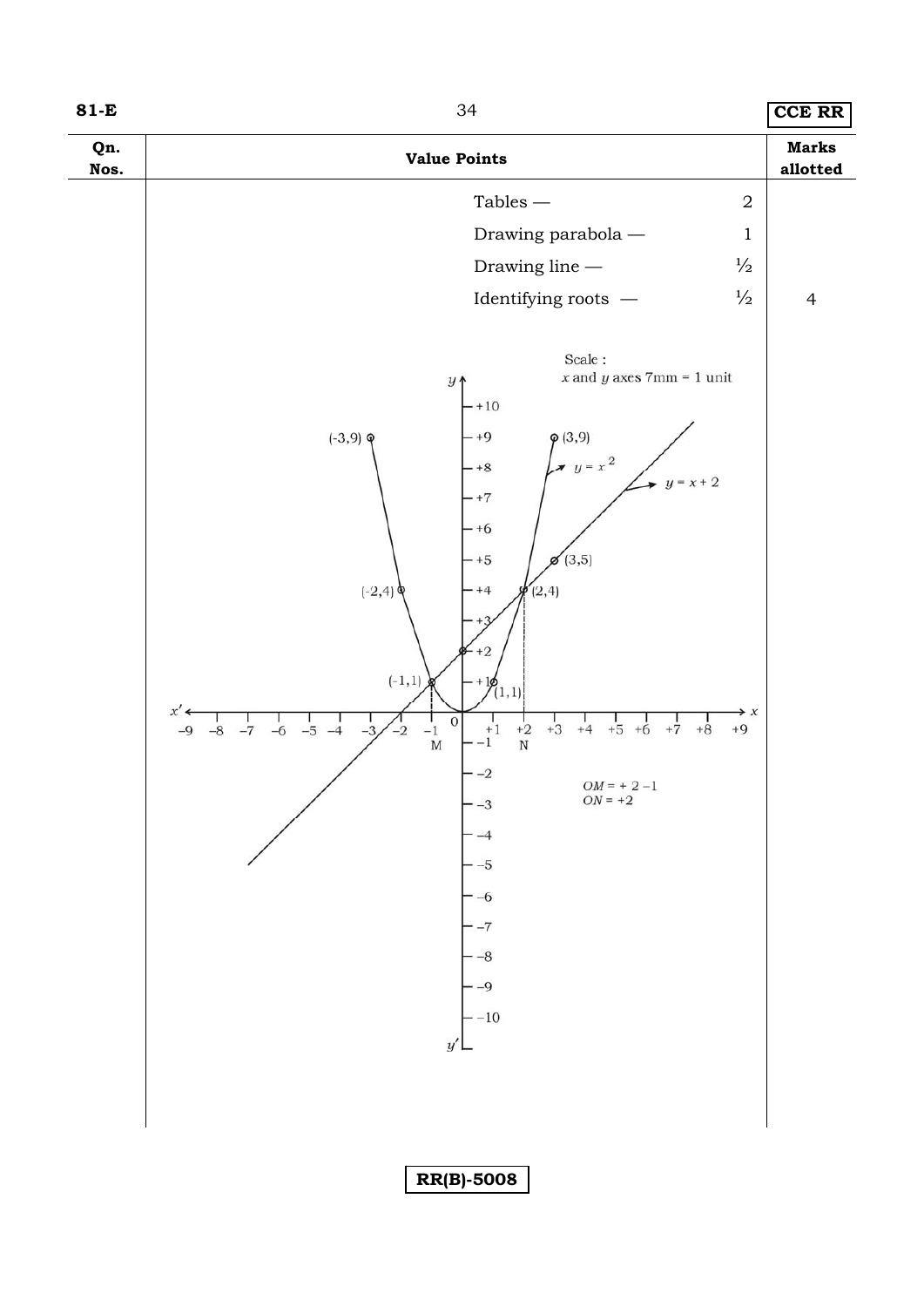| Qn. Nos. | Value Points | Marks allotted |
|---|---|---|
| | Tables — 2 | |
| | Drawing parabola — 1 | |
| | Drawing line — ½ | |
| | Identifying roots — ½ | 4 |

Scale : $x$ and $y$ axes 7mm = 1 unit

$y = x^2$

$y = x + 2$

(-3,9), (3,9), (-2,4), (2,4), (-1,1), (1,1), (3,5)

$OM = +2 -1$

$ON = +2$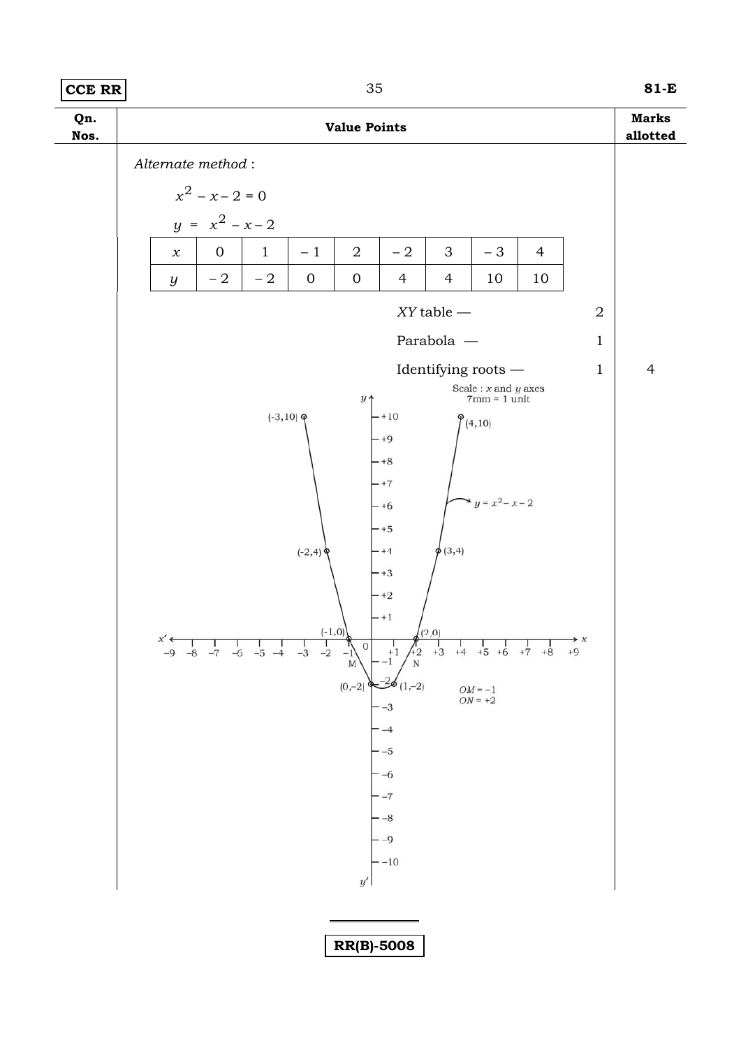| Qn. Nos. | Value Points | Marks allotted |
|---|---|---|

*Alternate method* :

$x^2 - x - 2 = 0$

$y = x^2 - x - 2$

| $x$ | 0 | 1 | $-1$ | 2 | $-2$ | 3 | $-3$ | 4 |
|---|---|---|---|---|---|---|---|---|
| $y$ | $-2$ | $-2$ | 0 | 0 | 4 | 4 | 10 | 10 |

| | | |
|---|---|---|
| $XY$ table — | 2 | |
| Parabola — | 1 | |
| Identifying roots — | 1 | 4 |

Scale : $x$ and $y$ axes 7mm = 1 unit

$y = x^2 - x - 2$

(-3,10) (4,10) (-2,4) (3,4) (-1,0) (2,0) (0,-2) (1,-2)

$OM = -1$

$ON = +2$